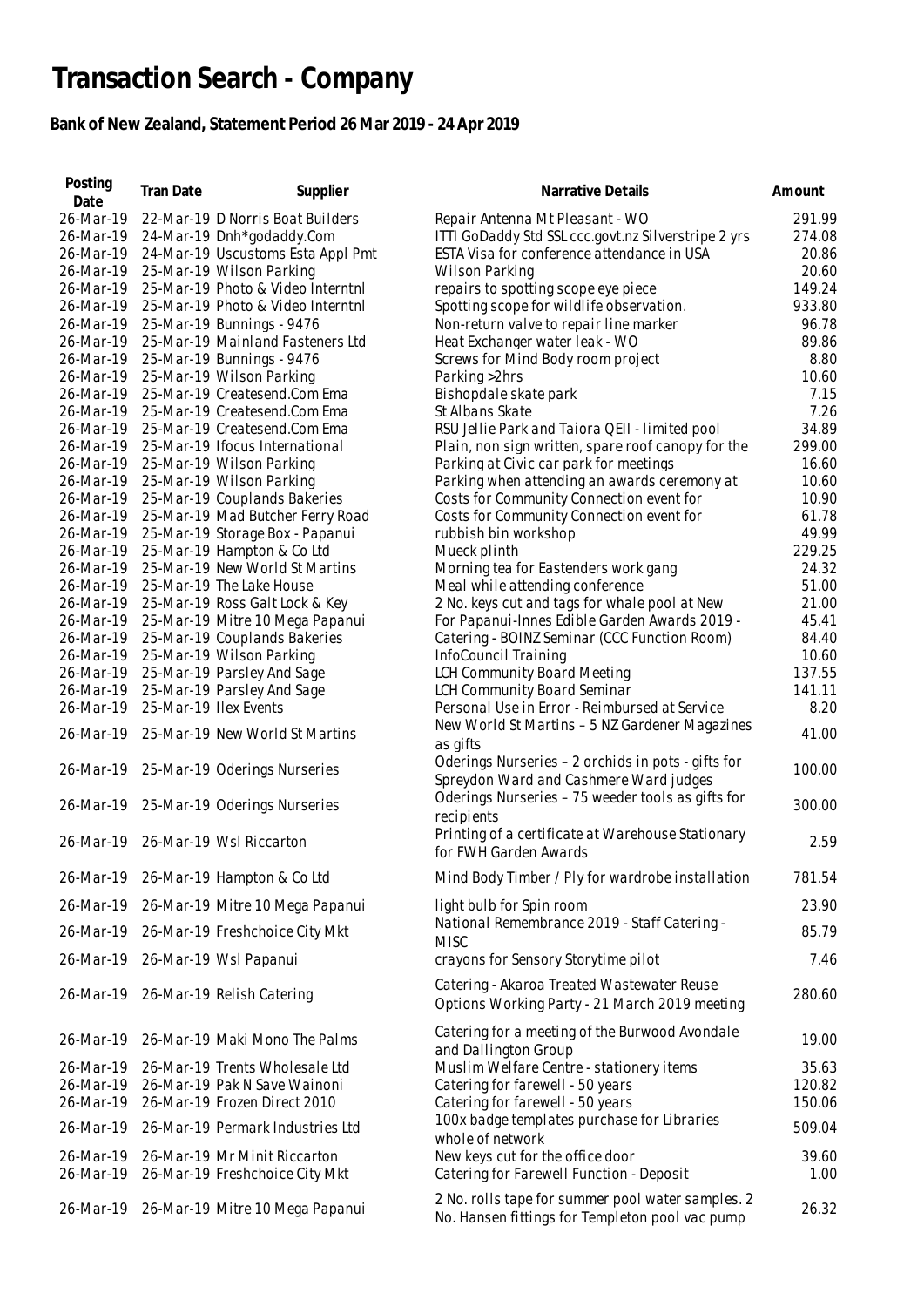# Transaction Search - Company

## Bank of New Zealand, Statement Period 26 Mar 2019 - 24 Apr 2019

| Posting Date | Tran Date | Supplier | Narrative Details | Amount |
|---|---|---|---|---|
| 26-Mar-19 | 22-Mar-19 | D Norris Boat Builders | Repair Antenna Mt Pleasant - WO | 291.99 |
| 26-Mar-19 | 24-Mar-19 | Dnh*godaddy.Com | ITTI GoDaddy Std SSL ccc.govt.nz Silverstripe 2 yrs | 274.08 |
| 26-Mar-19 | 24-Mar-19 | Uscustoms Esta Appl Pmt | ESTA Visa for conference attendance in USA | 20.86 |
| 26-Mar-19 | 25-Mar-19 | Wilson Parking | Wilson Parking | 20.60 |
| 26-Mar-19 | 25-Mar-19 | Photo & Video Interntnl | repairs to spotting scope eye piece | 149.24 |
| 26-Mar-19 | 25-Mar-19 | Photo & Video Interntnl | Spotting scope for wildlife observation. | 933.80 |
| 26-Mar-19 | 25-Mar-19 | Bunnings - 9476 | Non-return valve to repair line marker | 96.78 |
| 26-Mar-19 | 25-Mar-19 | Mainland Fasteners Ltd | Heat Exchanger water leak - WO | 89.86 |
| 26-Mar-19 | 25-Mar-19 | Bunnings - 9476 | Screws for Mind Body room project | 8.80 |
| 26-Mar-19 | 25-Mar-19 | Wilson Parking | Parking >2hrs | 10.60 |
| 26-Mar-19 | 25-Mar-19 | Createsend.Com Ema | Bishopdale skate park | 7.15 |
| 26-Mar-19 | 25-Mar-19 | Createsend.Com Ema | St Albans Skate | 7.26 |
| 26-Mar-19 | 25-Mar-19 | Createsend.Com Ema | RSU Jellie Park and Taiora QEII - limited pool | 34.89 |
| 26-Mar-19 | 25-Mar-19 | Ifocus International | Plain, non sign written, spare roof canopy for the | 299.00 |
| 26-Mar-19 | 25-Mar-19 | Wilson Parking | Parking at Civic car park for meetings | 16.60 |
| 26-Mar-19 | 25-Mar-19 | Wilson Parking | Parking when attending an awards ceremony at | 10.60 |
| 26-Mar-19 | 25-Mar-19 | Couplands Bakeries | Costs for Community Connection event for | 10.90 |
| 26-Mar-19 | 25-Mar-19 | Mad Butcher Ferry Road | Costs for Community Connection event for | 61.78 |
| 26-Mar-19 | 25-Mar-19 | Storage Box - Papanui | rubbish bin workshop | 49.99 |
| 26-Mar-19 | 25-Mar-19 | Hampton & Co Ltd | Mueck plinth | 229.25 |
| 26-Mar-19 | 25-Mar-19 | New World St Martins | Morning tea for Eastenders work gang | 24.32 |
| 26-Mar-19 | 25-Mar-19 | The Lake House | Meal while attending conference | 51.00 |
| 26-Mar-19 | 25-Mar-19 | Ross Galt Lock & Key | 2 No. keys cut and tags for whale pool at New | 21.00 |
| 26-Mar-19 | 25-Mar-19 | Mitre 10 Mega Papanui | For Papanui-Innes Edible Garden Awards 2019 - | 45.41 |
| 26-Mar-19 | 25-Mar-19 | Couplands Bakeries | Catering - BOINZ Seminar (CCC Function Room) | 84.40 |
| 26-Mar-19 | 25-Mar-19 | Wilson Parking | InfoCouncil Training | 10.60 |
| 26-Mar-19 | 25-Mar-19 | Parsley And Sage | LCH Community Board Meeting | 137.55 |
| 26-Mar-19 | 25-Mar-19 | Parsley And Sage | LCH Community Board Seminar | 141.11 |
| 26-Mar-19 | 25-Mar-19 | Ilex Events | Personal Use in Error - Reimbursed at Service | 8.20 |
| 26-Mar-19 | 25-Mar-19 | New World St Martins | New World St Martins – 5 NZ Gardener Magazines as gifts | 41.00 |
| 26-Mar-19 | 25-Mar-19 | Oderings Nurseries | Oderings Nurseries – 2 orchids in pots - gifts for Spreydon Ward and Cashmere Ward judges | 100.00 |
| 26-Mar-19 | 25-Mar-19 | Oderings Nurseries | Oderings Nurseries – 75 weeder tools as gifts for recipients | 300.00 |
| 26-Mar-19 | 26-Mar-19 | Wsl Riccarton | Printing of a certificate at Warehouse Stationary for FWH Garden Awards | 2.59 |
| 26-Mar-19 | 26-Mar-19 | Hampton & Co Ltd | Mind Body Timber / Ply for wardrobe installation | 781.54 |
| 26-Mar-19 | 26-Mar-19 | Mitre 10 Mega Papanui | light bulb for Spin room | 23.90 |
| 26-Mar-19 | 26-Mar-19 | Freshchoice City Mkt | National Remembrance 2019 - Staff Catering - MISC | 85.79 |
| 26-Mar-19 | 26-Mar-19 | Wsl Papanui | crayons for Sensory Storytime pilot | 7.46 |
| 26-Mar-19 | 26-Mar-19 | Relish Catering | Catering - Akaroa Treated Wastewater Reuse Options Working Party - 21 March 2019 meeting | 280.60 |
| 26-Mar-19 | 26-Mar-19 | Maki Mono The Palms | Catering for a meeting of the Burwood Avondale and Dallington Group | 19.00 |
| 26-Mar-19 | 26-Mar-19 | Trents Wholesale Ltd | Muslim Welfare Centre - stationery items | 35.63 |
| 26-Mar-19 | 26-Mar-19 | Pak N Save Wainoni | Catering for farewell - 50 years | 120.82 |
| 26-Mar-19 | 26-Mar-19 | Frozen Direct 2010 | Catering for farewell - 50 years | 150.06 |
| 26-Mar-19 | 26-Mar-19 | Permark Industries Ltd | 100x badge templates purchase for Libraries whole of network | 509.04 |
| 26-Mar-19 | 26-Mar-19 | Mr Minit Riccarton | New keys cut for the office door | 39.60 |
| 26-Mar-19 | 26-Mar-19 | Freshchoice City Mkt | Catering for Farewell Function - Deposit | 1.00 |
| 26-Mar-19 | 26-Mar-19 | Mitre 10 Mega Papanui | 2 No. rolls tape for summer pool water samples. 2 No. Hansen fittings for Templeton pool vac pump | 26.32 |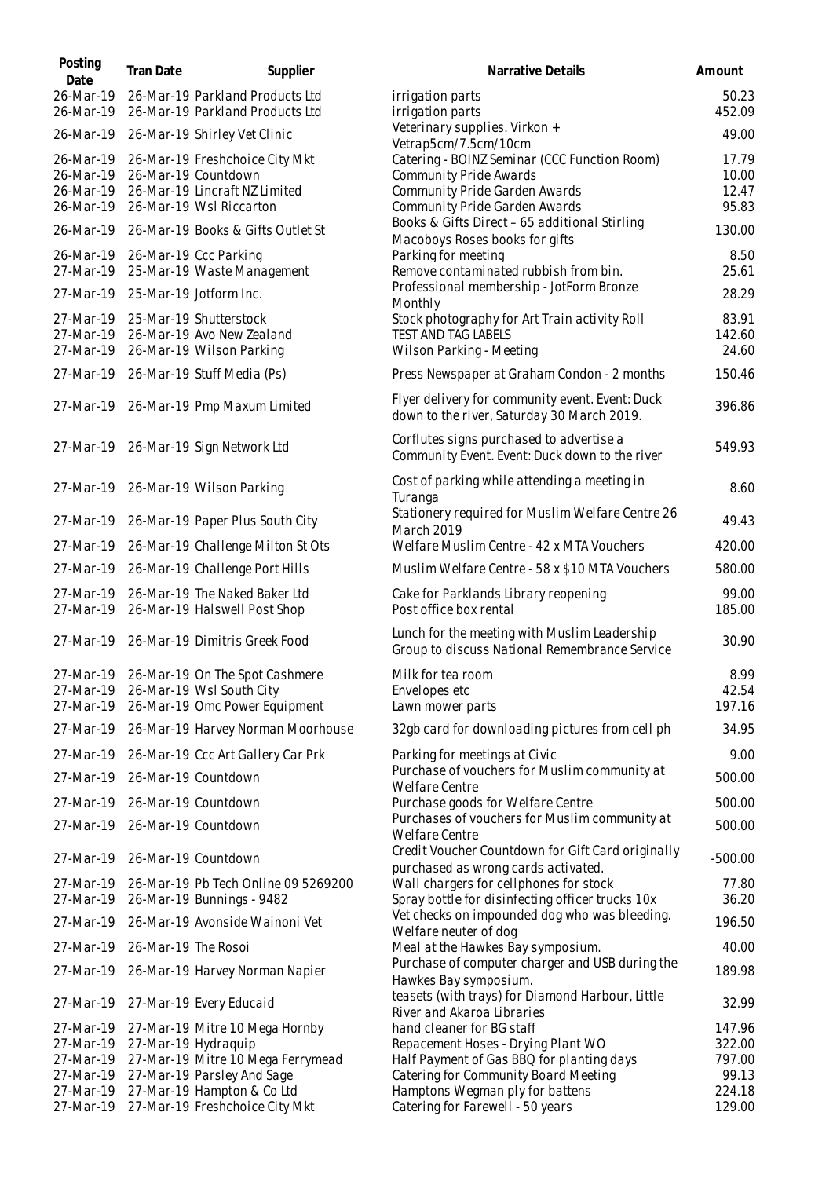| Posting Date | Tran Date | Supplier | Narrative Details | Amount |
|---|---|---|---|---|
| 26-Mar-19 | 26-Mar-19 | Parkland Products Ltd | irrigation parts | 50.23 |
| 26-Mar-19 | 26-Mar-19 | Parkland Products Ltd | irrigation parts | 452.09 |
| 26-Mar-19 | 26-Mar-19 | Shirley Vet Clinic | Veterinary supplies. Virkon + Vetrap5cm/7.5cm/10cm | 49.00 |
| 26-Mar-19 | 26-Mar-19 | Freshchoice City Mkt | Catering - BOINZ Seminar (CCC Function Room) | 17.79 |
| 26-Mar-19 | 26-Mar-19 | Countdown | Community Pride Awards | 10.00 |
| 26-Mar-19 | 26-Mar-19 | Lincraft NZ Limited | Community Pride Garden Awards | 12.47 |
| 26-Mar-19 | 26-Mar-19 | Wsl Riccarton | Community Pride Garden Awards | 95.83 |
| 26-Mar-19 | 26-Mar-19 | Books & Gifts Outlet St | Books & Gifts Direct – 65 additional Stirling Macoboys Roses books for gifts | 130.00 |
| 26-Mar-19 | 26-Mar-19 | Ccc Parking | Parking for meeting | 8.50 |
| 27-Mar-19 | 25-Mar-19 | Waste Management | Remove contaminated rubbish from bin. | 25.61 |
| 27-Mar-19 | 25-Mar-19 | Jotform Inc. | Professional membership - JotForm Bronze Monthly | 28.29 |
| 27-Mar-19 | 25-Mar-19 | Shutterstock | Stock photography for Art Train activity Roll | 83.91 |
| 27-Mar-19 | 26-Mar-19 | Avo New Zealand | TEST AND TAG LABELS | 142.60 |
| 27-Mar-19 | 26-Mar-19 | Wilson Parking | Wilson Parking - Meeting | 24.60 |
| 27-Mar-19 | 26-Mar-19 | Stuff Media (Ps) | Press Newspaper at Graham Condon - 2 months | 150.46 |
| 27-Mar-19 | 26-Mar-19 | Pmp Maxum Limited | Flyer delivery for community event. Event: Duck down to the river, Saturday 30 March 2019. | 396.86 |
| 27-Mar-19 | 26-Mar-19 | Sign Network Ltd | Corflutes signs purchased to advertise a Community Event. Event: Duck down to the river | 549.93 |
| 27-Mar-19 | 26-Mar-19 | Wilson Parking | Cost of parking while attending a meeting in Turanga | 8.60 |
| 27-Mar-19 | 26-Mar-19 | Paper Plus South City | Stationery required for Muslim Welfare Centre 26 March 2019 | 49.43 |
| 27-Mar-19 | 26-Mar-19 | Challenge Milton St Ots | Welfare Muslim Centre - 42 x MTA Vouchers | 420.00 |
| 27-Mar-19 | 26-Mar-19 | Challenge Port Hills | Muslim Welfare Centre - 58 x $10 MTA Vouchers | 580.00 |
| 27-Mar-19 | 26-Mar-19 | The Naked Baker Ltd | Cake for Parklands Library reopening | 99.00 |
| 27-Mar-19 | 26-Mar-19 | Halswell Post Shop | Post office box rental | 185.00 |
| 27-Mar-19 | 26-Mar-19 | Dimitris Greek Food | Lunch for the meeting with Muslim Leadership Group to discuss National Remembrance Service | 30.90 |
| 27-Mar-19 | 26-Mar-19 | On The Spot Cashmere | Milk for tea room | 8.99 |
| 27-Mar-19 | 26-Mar-19 | Wsl South City | Envelopes etc | 42.54 |
| 27-Mar-19 | 26-Mar-19 | Omc Power Equipment | Lawn mower parts | 197.16 |
| 27-Mar-19 | 26-Mar-19 | Harvey Norman Moorhouse | 32gb card for downloading pictures from cell ph | 34.95 |
| 27-Mar-19 | 26-Mar-19 | Ccc Art Gallery Car Prk | Parking for meetings at Civic | 9.00 |
| 27-Mar-19 | 26-Mar-19 | Countdown | Purchase of vouchers for Muslim community at Welfare Centre | 500.00 |
| 27-Mar-19 | 26-Mar-19 | Countdown | Purchase goods for Welfare Centre | 500.00 |
| 27-Mar-19 | 26-Mar-19 | Countdown | Purchases of vouchers for Muslim community at Welfare Centre | 500.00 |
| 27-Mar-19 | 26-Mar-19 | Countdown | Credit Voucher Countdown for Gift Card originally purchased as wrong cards activated. | -500.00 |
| 27-Mar-19 | 26-Mar-19 | Pb Tech Online 09 5269200 | Wall chargers for cellphones for stock | 77.80 |
| 27-Mar-19 | 26-Mar-19 | Bunnings - 9482 | Spray bottle for disinfecting officer trucks 10x | 36.20 |
| 27-Mar-19 | 26-Mar-19 | Avonside Wainoni Vet | Vet checks on impounded dog who was bleeding. Welfare neuter of dog | 196.50 |
| 27-Mar-19 | 26-Mar-19 | The Rosoi | Meal at the Hawkes Bay symposium. | 40.00 |
| 27-Mar-19 | 26-Mar-19 | Harvey Norman Napier | Purchase of computer charger and USB during the Hawkes Bay symposium. | 189.98 |
| 27-Mar-19 | 27-Mar-19 | Every Educaid | teasets (with trays) for Diamond Harbour, Little River and Akaroa Libraries | 32.99 |
| 27-Mar-19 | 27-Mar-19 | Mitre 10 Mega Hornby | hand cleaner for BG staff | 147.96 |
| 27-Mar-19 | 27-Mar-19 | Hydraquip | Repacement Hoses - Drying Plant WO | 322.00 |
| 27-Mar-19 | 27-Mar-19 | Mitre 10 Mega Ferrymead | Half Payment of Gas BBQ for planting days | 797.00 |
| 27-Mar-19 | 27-Mar-19 | Parsley And Sage | Catering for Community Board Meeting | 99.13 |
| 27-Mar-19 | 27-Mar-19 | Hampton & Co Ltd | Hamptons Wegman ply for battens | 224.18 |
| 27-Mar-19 | 27-Mar-19 | Freshchoice City Mkt | Catering for Farewell - 50 years | 129.00 |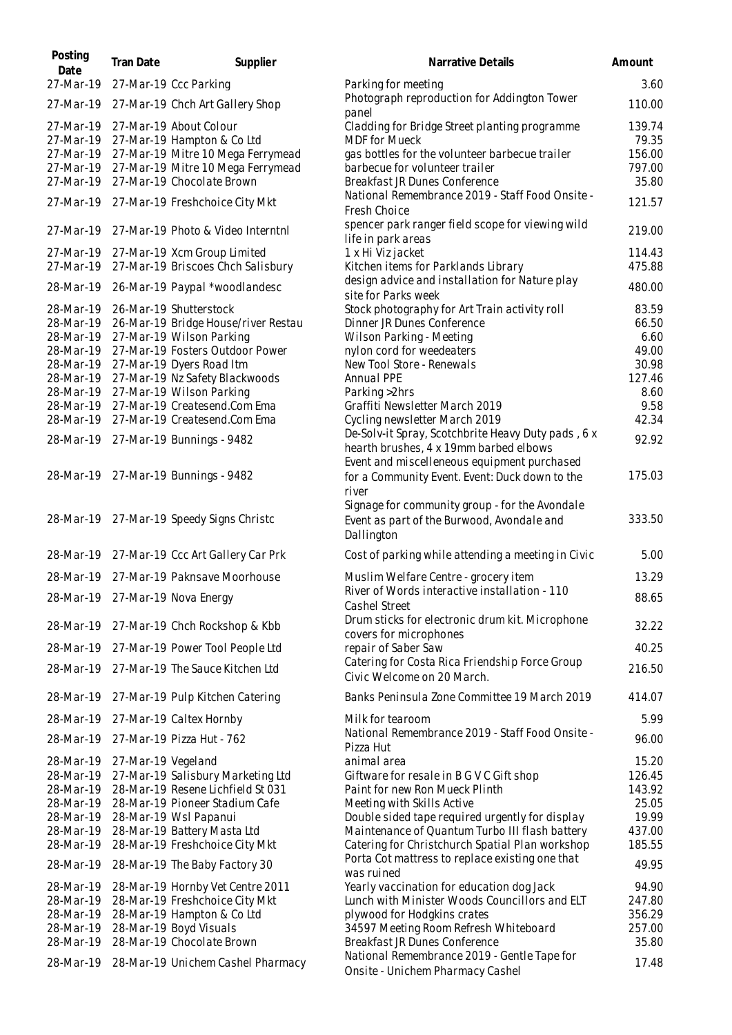| Posting Date | Tran Date | Supplier | Narrative Details | Amount |
|---|---|---|---|---|
| 27-Mar-19 | 27-Mar-19 | Ccc Parking | Parking for meeting | 3.60 |
| 27-Mar-19 | 27-Mar-19 | Chch Art Gallery Shop | Photograph reproduction for Addington Tower panel | 110.00 |
| 27-Mar-19 | 27-Mar-19 | About Colour | Cladding for Bridge Street planting programme | 139.74 |
| 27-Mar-19 | 27-Mar-19 | Hampton & Co Ltd | MDF for Mueck | 79.35 |
| 27-Mar-19 | 27-Mar-19 | Mitre 10 Mega Ferrymead | gas bottles for the volunteer barbecue trailer | 156.00 |
| 27-Mar-19 | 27-Mar-19 | Mitre 10 Mega Ferrymead | barbecue for volunteer trailer | 797.00 |
| 27-Mar-19 | 27-Mar-19 | Chocolate Brown | Breakfast JR Dunes Conference | 35.80 |
| 27-Mar-19 | 27-Mar-19 | Freshchoice City Mkt | National Remembrance 2019 - Staff Food Onsite - Fresh Choice | 121.57 |
| 27-Mar-19 | 27-Mar-19 | Photo & Video Interntnl | spencer park ranger field scope for viewing wild life in park areas | 219.00 |
| 27-Mar-19 | 27-Mar-19 | Xcm Group Limited | 1 x Hi Viz jacket | 114.43 |
| 27-Mar-19 | 27-Mar-19 | Briscoes Chch Salisbury | Kitchen items for Parklands Library | 475.88 |
| 28-Mar-19 | 26-Mar-19 | Paypal *woodlandesc | design advice and installation for Nature play site for Parks week | 480.00 |
| 28-Mar-19 | 26-Mar-19 | Shutterstock | Stock photography for Art Train activity roll | 83.59 |
| 28-Mar-19 | 26-Mar-19 | Bridge House/river Restau | Dinner JR Dunes Conference | 66.50 |
| 28-Mar-19 | 27-Mar-19 | Wilson Parking | Wilson Parking - Meeting | 6.60 |
| 28-Mar-19 | 27-Mar-19 | Fosters Outdoor Power | nylon cord for weedeaters | 49.00 |
| 28-Mar-19 | 27-Mar-19 | Dyers Road Itm | New Tool Store - Renewals | 30.98 |
| 28-Mar-19 | 27-Mar-19 | Nz Safety Blackwoods | Annual PPE | 127.46 |
| 28-Mar-19 | 27-Mar-19 | Wilson Parking | Parking >2hrs | 8.60 |
| 28-Mar-19 | 27-Mar-19 | Createsend.Com Ema | Graffiti Newsletter March 2019 | 9.58 |
| 28-Mar-19 | 27-Mar-19 | Createsend.Com Ema | Cycling newsletter March 2019 | 42.34 |
| 28-Mar-19 | 27-Mar-19 | Bunnings - 9482 | De-Solv-it Spray, Scotchbrite Heavy Duty pads , 6 x hearth brushes, 4 x 19mm barbed elbows | 92.92 |
| 28-Mar-19 | 27-Mar-19 | Bunnings - 9482 | Event and miscelleneous equipment purchased for a Community Event. Event: Duck down to the river | 175.03 |
| 28-Mar-19 | 27-Mar-19 | Speedy Signs Christc | Signage for community group - for the Avondale Event as part of the Burwood, Avondale and Dallington | 333.50 |
| 28-Mar-19 | 27-Mar-19 | Ccc Art Gallery Car Prk | Cost of parking while attending a meeting in Civic | 5.00 |
| 28-Mar-19 | 27-Mar-19 | Paknsave Moorhouse | Muslim Welfare Centre - grocery item | 13.29 |
| 28-Mar-19 | 27-Mar-19 | Nova Energy | River of Words interactive installation - 110 Cashel Street | 88.65 |
| 28-Mar-19 | 27-Mar-19 | Chch Rockshop & Kbb | Drum sticks for electronic drum kit. Microphone covers for microphones | 32.22 |
| 28-Mar-19 | 27-Mar-19 | Power Tool People Ltd | repair of Saber Saw | 40.25 |
| 28-Mar-19 | 27-Mar-19 | The Sauce Kitchen Ltd | Catering for Costa Rica Friendship Force Group Civic Welcome on 20 March. | 216.50 |
| 28-Mar-19 | 27-Mar-19 | Pulp Kitchen Catering | Banks Peninsula Zone Committee 19 March 2019 | 414.07 |
| 28-Mar-19 | 27-Mar-19 | Caltex Hornby | Milk for tearoom | 5.99 |
| 28-Mar-19 | 27-Mar-19 | Pizza Hut - 762 | National Remembrance 2019 - Staff Food Onsite - Pizza Hut | 96.00 |
| 28-Mar-19 | 27-Mar-19 | Vegeland | animal area | 15.20 |
| 28-Mar-19 | 27-Mar-19 | Salisbury Marketing Ltd | Giftware for resale in B G V C Gift shop | 126.45 |
| 28-Mar-19 | 28-Mar-19 | Resene Lichfield St 031 | Paint for new Ron Mueck Plinth | 143.92 |
| 28-Mar-19 | 28-Mar-19 | Pioneer Stadium Cafe | Meeting with Skills Active | 25.05 |
| 28-Mar-19 | 28-Mar-19 | Wsl Papanui | Double sided tape required urgently for display | 19.99 |
| 28-Mar-19 | 28-Mar-19 | Battery Masta Ltd | Maintenance of Quantum Turbo III flash battery | 437.00 |
| 28-Mar-19 | 28-Mar-19 | Freshchoice City Mkt | Catering for Christchurch Spatial Plan workshop | 185.55 |
| 28-Mar-19 | 28-Mar-19 | The Baby Factory 30 | Porta Cot mattress to replace existing one that was ruined | 49.95 |
| 28-Mar-19 | 28-Mar-19 | Hornby Vet Centre 2011 | Yearly vaccination for education dog Jack | 94.90 |
| 28-Mar-19 | 28-Mar-19 | Freshchoice City Mkt | Lunch with Minister Woods Councillors and ELT | 247.80 |
| 28-Mar-19 | 28-Mar-19 | Hampton & Co Ltd | plywood for Hodgkins crates | 356.29 |
| 28-Mar-19 | 28-Mar-19 | Boyd Visuals | 34597 Meeting Room Refresh Whiteboard | 257.00 |
| 28-Mar-19 | 28-Mar-19 | Chocolate Brown | Breakfast JR Dunes Conference | 35.80 |
| 28-Mar-19 | 28-Mar-19 | Unichem Cashel Pharmacy | National Remembrance 2019 - Gentle Tape for Onsite - Unichem Pharmacy Cashel | 17.48 |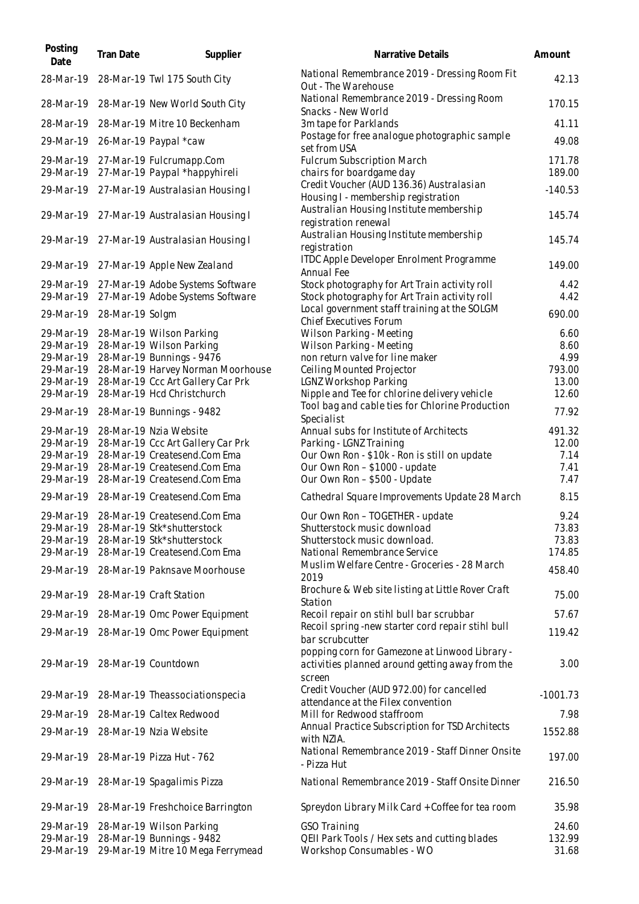| Posting Date | Tran Date | Supplier | Narrative Details | Amount |
|---|---|---|---|---|
| 28-Mar-19 | 28-Mar-19 | Twl 175 South City | National Remembrance 2019 - Dressing Room Fit Out - The Warehouse | 42.13 |
| 28-Mar-19 | 28-Mar-19 | New World South City | National Remembrance 2019 - Dressing Room Snacks - New World | 170.15 |
| 28-Mar-19 | 28-Mar-19 | Mitre 10 Beckenham | 3m tape for Parklands | 41.11 |
| 29-Mar-19 | 26-Mar-19 | Paypal *caw | Postage for free analogue photographic sample set from USA | 49.08 |
| 29-Mar-19 | 27-Mar-19 | Fulcrumapp.Com | Fulcrum Subscription March | 171.78 |
| 29-Mar-19 | 27-Mar-19 | Paypal *happyhireli | chairs for boardgame day | 189.00 |
| 29-Mar-19 | 27-Mar-19 | Australasian Housing I | Credit Voucher (AUD 136.36) Australasian Housing I - membership registration | -140.53 |
| 29-Mar-19 | 27-Mar-19 | Australasian Housing I | Australian Housing Institute membership registration renewal | 145.74 |
| 29-Mar-19 | 27-Mar-19 | Australasian Housing I | Australian Housing Institute membership registration | 145.74 |
| 29-Mar-19 | 27-Mar-19 | Apple New Zealand | ITDC Apple Developer Enrolment Programme Annual Fee | 149.00 |
| 29-Mar-19 | 27-Mar-19 | Adobe Systems Software | Stock photography for Art Train activity roll | 4.42 |
| 29-Mar-19 | 27-Mar-19 | Adobe Systems Software | Stock photography for Art Train activity roll | 4.42 |
| 29-Mar-19 | 28-Mar-19 | Solgm | Local government staff training at the SOLGM Chief Executives Forum | 690.00 |
| 29-Mar-19 | 28-Mar-19 | Wilson Parking | Wilson Parking - Meeting | 6.60 |
| 29-Mar-19 | 28-Mar-19 | Wilson Parking | Wilson Parking - Meeting | 8.60 |
| 29-Mar-19 | 28-Mar-19 | Bunnings - 9476 | non return valve for line maker | 4.99 |
| 29-Mar-19 | 28-Mar-19 | Harvey Norman Moorhouse | Ceiling Mounted Projector | 793.00 |
| 29-Mar-19 | 28-Mar-19 | Ccc Art Gallery Car Prk | LGNZ Workshop Parking | 13.00 |
| 29-Mar-19 | 28-Mar-19 | Hcd Christchurch | Nipple and Tee for chlorine delivery vehicle | 12.60 |
| 29-Mar-19 | 28-Mar-19 | Bunnings - 9482 | Tool bag and cable ties for Chlorine Production Specialist | 77.92 |
| 29-Mar-19 | 28-Mar-19 | Nzia Website | Annual subs for Institute of Architects | 491.32 |
| 29-Mar-19 | 28-Mar-19 | Ccc Art Gallery Car Prk | Parking - LGNZ Training | 12.00 |
| 29-Mar-19 | 28-Mar-19 | Createsend.Com Ema | Our Own Ron - $10k - Ron is still on update | 7.14 |
| 29-Mar-19 | 28-Mar-19 | Createsend.Com Ema | Our Own Ron – $1000 - update | 7.41 |
| 29-Mar-19 | 28-Mar-19 | Createsend.Com Ema | Our Own Ron – $500 - Update | 7.47 |
| 29-Mar-19 | 28-Mar-19 | Createsend.Com Ema | Cathedral Square Improvements Update 28 March | 8.15 |
| 29-Mar-19 | 28-Mar-19 | Createsend.Com Ema | Our Own Ron – TOGETHER - update | 9.24 |
| 29-Mar-19 | 28-Mar-19 | Stk*shutterstock | Shutterstock music download | 73.83 |
| 29-Mar-19 | 28-Mar-19 | Stk*shutterstock | Shutterstock music download. | 73.83 |
| 29-Mar-19 | 28-Mar-19 | Createsend.Com Ema | National Remembrance Service | 174.85 |
| 29-Mar-19 | 28-Mar-19 | Paknsave Moorhouse | Muslim Welfare Centre - Groceries - 28 March 2019 | 458.40 |
| 29-Mar-19 | 28-Mar-19 | Craft Station | Brochure & Web site listing at Little Rover Craft Station | 75.00 |
| 29-Mar-19 | 28-Mar-19 | Omc Power Equipment | Recoil repair on stihl bull bar scrubbar | 57.67 |
| 29-Mar-19 | 28-Mar-19 | Omc Power Equipment | Recoil spring -new starter cord repair stihl bull bar scrubcutter | 119.42 |
| 29-Mar-19 | 28-Mar-19 | Countdown | popping corn for Gamezone at Linwood Library - activities planned around getting away from the screen | 3.00 |
| 29-Mar-19 | 28-Mar-19 | Theassociationspecia | Credit Voucher (AUD 972.00) for cancelled attendance at the Filex convention | -1001.73 |
| 29-Mar-19 | 28-Mar-19 | Caltex Redwood | Mill for Redwood staffroom | 7.98 |
| 29-Mar-19 | 28-Mar-19 | Nzia Website | Annual Practice Subscription for TSD Architects with NZIA. | 1552.88 |
| 29-Mar-19 | 28-Mar-19 | Pizza Hut - 762 | National Remembrance 2019 - Staff Dinner Onsite - Pizza Hut | 197.00 |
| 29-Mar-19 | 28-Mar-19 | Spagalimis Pizza | National Remembrance 2019 - Staff Onsite Dinner | 216.50 |
| 29-Mar-19 | 28-Mar-19 | Freshchoice Barrington | Spreydon Library Milk Card + Coffee for tea room | 35.98 |
| 29-Mar-19 | 28-Mar-19 | Wilson Parking | GSO Training | 24.60 |
| 29-Mar-19 | 28-Mar-19 | Bunnings - 9482 | QEII Park Tools / Hex sets and cutting blades | 132.99 |
| 29-Mar-19 | 29-Mar-19 | Mitre 10 Mega Ferrymead | Workshop Consumables - WO | 31.68 |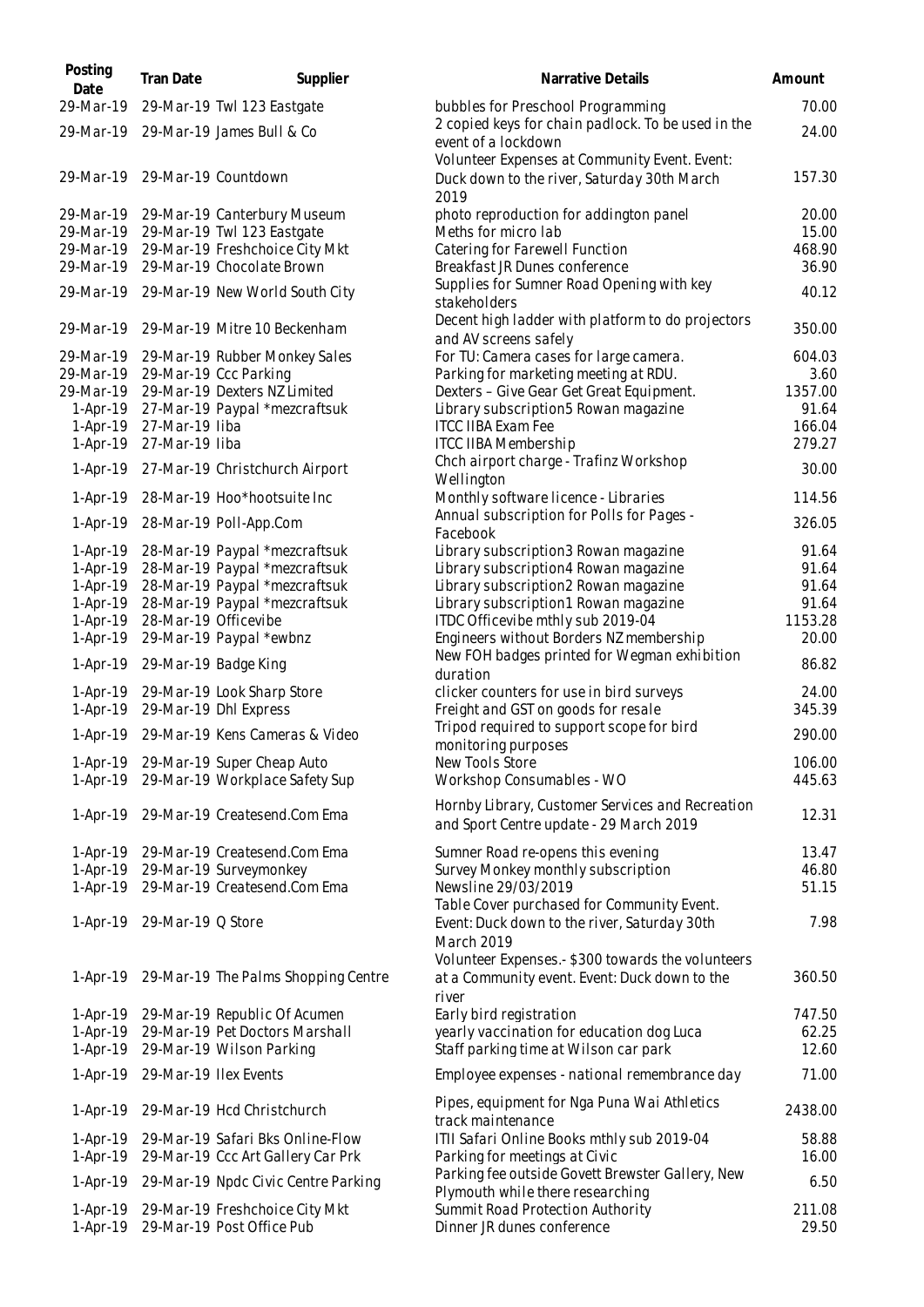| Posting Date | Tran Date | Supplier | Narrative Details | Amount |
|---|---|---|---|---|
| 29-Mar-19 | 29-Mar-19 | Twl 123 Eastgate | bubbles for Preschool Programming | 70.00 |
| 29-Mar-19 | 29-Mar-19 | James Bull & Co | 2 copied keys for chain padlock. To be used in the event of a lockdown | 24.00 |
| 29-Mar-19 | 29-Mar-19 | Countdown | Volunteer Expenses at Community Event. Event: Duck down to the river, Saturday 30th March 2019 | 157.30 |
| 29-Mar-19 | 29-Mar-19 | Canterbury Museum | photo reproduction for addington panel | 20.00 |
| 29-Mar-19 | 29-Mar-19 | Twl 123 Eastgate | Meths for micro lab | 15.00 |
| 29-Mar-19 | 29-Mar-19 | Freshchoice City Mkt | Catering for Farewell Function | 468.90 |
| 29-Mar-19 | 29-Mar-19 | Chocolate Brown | Breakfast JR Dunes conference | 36.90 |
| 29-Mar-19 | 29-Mar-19 | New World South City | Supplies for Sumner Road Opening with key stakeholders | 40.12 |
| 29-Mar-19 | 29-Mar-19 | Mitre 10 Beckenham | Decent high ladder with platform to do projectors and AV screens safely | 350.00 |
| 29-Mar-19 | 29-Mar-19 | Rubber Monkey Sales | For TU: Camera cases for large camera. | 604.03 |
| 29-Mar-19 | 29-Mar-19 | Ccc Parking | Parking for marketing meeting at RDU. | 3.60 |
| 29-Mar-19 | 29-Mar-19 | Dexters NZ Limited | Dexters – Give Gear Get Great Equipment. | 1357.00 |
| 1-Apr-19 | 27-Mar-19 | Paypal *mezcraftsuk | Library subscription5 Rowan magazine | 91.64 |
| 1-Apr-19 | 27-Mar-19 | Iiba | ITCC IIBA Exam Fee | 166.04 |
| 1-Apr-19 | 27-Mar-19 | Iiba | ITCC IIBA Membership | 279.27 |
| 1-Apr-19 | 27-Mar-19 | Christchurch Airport | Chch airport charge - Trafinz Workshop Wellington | 30.00 |
| 1-Apr-19 | 28-Mar-19 | Hoo*hootsuite Inc | Monthly software licence - Libraries | 114.56 |
| 1-Apr-19 | 28-Mar-19 | Poll-App.Com | Annual subscription for Polls for Pages - Facebook | 326.05 |
| 1-Apr-19 | 28-Mar-19 | Paypal *mezcraftsuk | Library subscription3 Rowan magazine | 91.64 |
| 1-Apr-19 | 28-Mar-19 | Paypal *mezcraftsuk | Library subscription4 Rowan magazine | 91.64 |
| 1-Apr-19 | 28-Mar-19 | Paypal *mezcraftsuk | Library subscription2 Rowan magazine | 91.64 |
| 1-Apr-19 | 28-Mar-19 | Paypal *mezcraftsuk | Library subscription1 Rowan magazine | 91.64 |
| 1-Apr-19 | 28-Mar-19 | Officevibe | ITDC Officevibe mthly sub 2019-04 | 1153.28 |
| 1-Apr-19 | 29-Mar-19 | Paypal *ewbnz | Engineers without Borders NZ membership | 20.00 |
| 1-Apr-19 | 29-Mar-19 | Badge King | New FOH badges printed for Wegman exhibition duration | 86.82 |
| 1-Apr-19 | 29-Mar-19 | Look Sharp Store | clicker counters for use in bird surveys | 24.00 |
| 1-Apr-19 | 29-Mar-19 | Dhl Express | Freight and GST on goods for resale | 345.39 |
| 1-Apr-19 | 29-Mar-19 | Kens Cameras & Video | Tripod required to support scope for bird monitoring purposes | 290.00 |
| 1-Apr-19 | 29-Mar-19 | Super Cheap Auto | New Tools Store | 106.00 |
| 1-Apr-19 | 29-Mar-19 | Workplace Safety Sup | Workshop Consumables - WO | 445.63 |
| 1-Apr-19 | 29-Mar-19 | Createsend.Com Ema | Hornby Library, Customer Services and Recreation and Sport Centre update - 29 March 2019 | 12.31 |
| 1-Apr-19 | 29-Mar-19 | Createsend.Com Ema | Sumner Road re-opens this evening | 13.47 |
| 1-Apr-19 | 29-Mar-19 | Surveymonkey | Survey Monkey monthly subscription | 46.80 |
| 1-Apr-19 | 29-Mar-19 | Createsend.Com Ema | Newsline 29/03/2019 | 51.15 |
| 1-Apr-19 | 29-Mar-19 | Q Store | Table Cover purchased for Community Event. Event: Duck down to the river, Saturday 30th March 2019 | 7.98 |
| 1-Apr-19 | 29-Mar-19 | The Palms Shopping Centre | Volunteer Expenses.- $300 towards the volunteers at a Community event. Event: Duck down to the river | 360.50 |
| 1-Apr-19 | 29-Mar-19 | Republic Of Acumen | Early bird registration | 747.50 |
| 1-Apr-19 | 29-Mar-19 | Pet Doctors Marshall | yearly vaccination for education dog Luca | 62.25 |
| 1-Apr-19 | 29-Mar-19 | Wilson Parking | Staff parking time at Wilson car park | 12.60 |
| 1-Apr-19 | 29-Mar-19 | Ilex Events | Employee expenses - national remembrance day | 71.00 |
| 1-Apr-19 | 29-Mar-19 | Hcd Christchurch | Pipes, equipment for Nga Puna Wai Athletics track maintenance | 2438.00 |
| 1-Apr-19 | 29-Mar-19 | Safari Bks Online-Flow | ITII Safari Online Books mthly sub 2019-04 | 58.88 |
| 1-Apr-19 | 29-Mar-19 | Ccc Art Gallery Car Prk | Parking for meetings at Civic | 16.00 |
| 1-Apr-19 | 29-Mar-19 | Npdc Civic Centre Parking | Parking fee outside Govett Brewster Gallery, New Plymouth while there researching | 6.50 |
| 1-Apr-19 | 29-Mar-19 | Freshchoice City Mkt | Summit Road Protection Authority | 211.08 |
| 1-Apr-19 | 29-Mar-19 | Post Office Pub | Dinner JR dunes conference | 29.50 |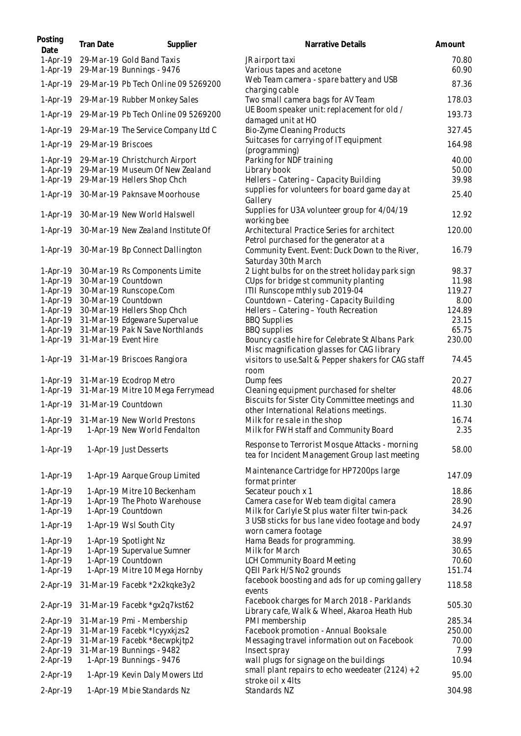| Posting Date | Tran Date | Supplier | Narrative Details | Amount |
|---|---|---|---|---|
| 1-Apr-19 | 29-Mar-19 | Gold Band Taxis | JR airport taxi | 70.80 |
| 1-Apr-19 | 29-Mar-19 | Bunnings - 9476 | Various tapes and acetone | 60.90 |
| 1-Apr-19 | 29-Mar-19 | Pb Tech Online 09 5269200 | Web Team camera - spare battery and USB charging cable | 87.36 |
| 1-Apr-19 | 29-Mar-19 | Rubber Monkey Sales | Two small camera bags for AV Team | 178.03 |
| 1-Apr-19 | 29-Mar-19 | Pb Tech Online 09 5269200 | UE Boom speaker unit: replacement for old / damaged unit at HO | 193.73 |
| 1-Apr-19 | 29-Mar-19 | The Service Company Ltd C | Bio-Zyme Cleaning Products | 327.45 |
| 1-Apr-19 | 29-Mar-19 | Briscoes | Suitcases for carrying of IT equipment (programming) | 164.98 |
| 1-Apr-19 | 29-Mar-19 | Christchurch Airport | Parking for NDF training | 40.00 |
| 1-Apr-19 | 29-Mar-19 | Museum Of New Zealand | Library book | 50.00 |
| 1-Apr-19 | 29-Mar-19 | Hellers Shop Chch | Hellers – Catering – Capacity Building | 39.98 |
| 1-Apr-19 | 30-Mar-19 | Paknsave Moorhouse | supplies for volunteers for board game day at Gallery | 25.40 |
| 1-Apr-19 | 30-Mar-19 | New World Halswell | Supplies for U3A volunteer group for 4/04/19 working bee | 12.92 |
| 1-Apr-19 | 30-Mar-19 | New Zealand Institute Of | Architectural Practice Series for architect | 120.00 |
| 1-Apr-19 | 30-Mar-19 | Bp Connect Dallington | Petrol purchased for the generator at a Community Event. Event: Duck Down to the River, Saturday 30th March | 16.79 |
| 1-Apr-19 | 30-Mar-19 | Rs Components Limite | 2 Light bulbs for on the street holiday park sign | 98.37 |
| 1-Apr-19 | 30-Mar-19 | Countdown | CUps for bridge st community planting | 11.98 |
| 1-Apr-19 | 30-Mar-19 | Runscope.Com | ITII Runscope mthly sub 2019-04 | 119.27 |
| 1-Apr-19 | 30-Mar-19 | Countdown | Countdown – Catering - Capacity Building | 8.00 |
| 1-Apr-19 | 30-Mar-19 | Hellers Shop Chch | Hellers – Catering – Youth Recreation | 124.89 |
| 1-Apr-19 | 31-Mar-19 | Edgeware Supervalue | BBQ Supplies | 23.15 |
| 1-Apr-19 | 31-Mar-19 | Pak N Save Northlands | BBQ supplies | 65.75 |
| 1-Apr-19 | 31-Mar-19 | Event Hire | Bouncy castle hire for Celebrate St Albans Park | 230.00 |
| 1-Apr-19 | 31-Mar-19 | Briscoes Rangiora | Misc magnification glasses for CAG library visitors to use.Salt & Pepper shakers for CAG staff room | 74.45 |
| 1-Apr-19 | 31-Mar-19 | Ecodrop Metro | Dump fees | 20.27 |
| 1-Apr-19 | 31-Mar-19 | Mitre 10 Mega Ferrymead | Cleaning equipment purchased for shelter | 48.06 |
| 1-Apr-19 | 31-Mar-19 | Countdown | Biscuits for Sister City Committee meetings and other International Relations meetings. | 11.30 |
| 1-Apr-19 | 31-Mar-19 | New World Prestons | Milk for re sale in the shop | 16.74 |
| 1-Apr-19 | 1-Apr-19 | New World Fendalton | Milk for FWH staff and Community Board | 2.35 |
| 1-Apr-19 | 1-Apr-19 | Just Desserts | Response to Terrorist Mosque Attacks - morning tea for Incident Management Group last meeting | 58.00 |
| 1-Apr-19 | 1-Apr-19 | Aarque Group Limited | Maintenance Cartridge for HP7200ps large format printer | 147.09 |
| 1-Apr-19 | 1-Apr-19 | Mitre 10 Beckenham | Secateur pouch x 1 | 18.86 |
| 1-Apr-19 | 1-Apr-19 | The Photo Warehouse | Camera case for Web team digital camera | 28.90 |
| 1-Apr-19 | 1-Apr-19 | Countdown | Milk for Carlyle St plus water filter twin-pack | 34.26 |
| 1-Apr-19 | 1-Apr-19 | Wsl South City | 3 USB sticks for bus lane video footage and body worn camera footage | 24.97 |
| 1-Apr-19 | 1-Apr-19 | Spotlight Nz | Hama Beads for programming. | 38.99 |
| 1-Apr-19 | 1-Apr-19 | Supervalue Sumner | Milk for March | 30.65 |
| 1-Apr-19 | 1-Apr-19 | Countdown | LCH Community Board Meeting | 70.60 |
| 1-Apr-19 | 1-Apr-19 | Mitre 10 Mega Hornby | QEII Park H/S No2 grounds | 151.74 |
| 2-Apr-19 | 31-Mar-19 | Facebk *2x2kqke3y2 | facebook boosting and ads for up coming gallery events | 118.58 |
| 2-Apr-19 | 31-Mar-19 | Facebk *gx2q7kst62 | Facebook charges for March 2018 - Parklands Library cafe, Walk & Wheel, Akaroa Heath Hub | 505.30 |
| 2-Apr-19 | 31-Mar-19 | Pmi - Membership | PMI membership | 285.34 |
| 2-Apr-19 | 31-Mar-19 | Facebk *lcyyxkjzs2 | Facebook promotion - Annual Booksale | 250.00 |
| 2-Apr-19 | 31-Mar-19 | Facebk *8ecwpkjtp2 | Messaging travel information out on Facebook | 70.00 |
| 2-Apr-19 | 31-Mar-19 | Bunnings - 9482 | Insect spray | 7.99 |
| 2-Apr-19 | 1-Apr-19 | Bunnings - 9476 | wall plugs for signage on the buildings | 10.94 |
| 2-Apr-19 | 1-Apr-19 | Kevin Daly Mowers Ltd | small plant repairs to echo weedeater (2124) +2 stroke oil x 4lts | 95.00 |
| 2-Apr-19 | 1-Apr-19 | Mbie Standards Nz | Standards NZ | 304.98 |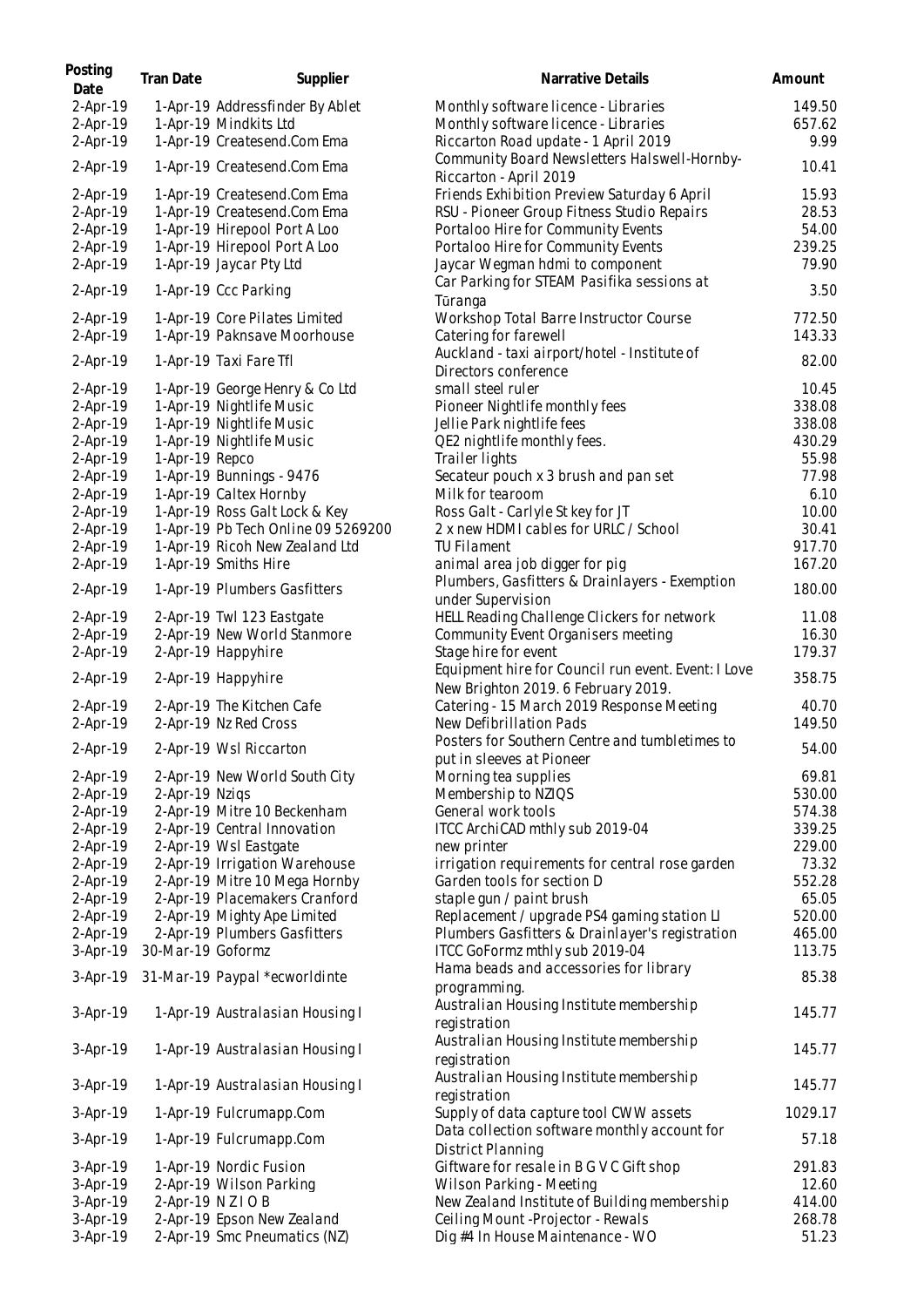| Posting Date | Tran Date | Supplier | Narrative Details | Amount |
|---|---|---|---|---|
| 2-Apr-19 | 1-Apr-19 | Addressfinder By Ablet | Monthly software licence - Libraries | 149.50 |
| 2-Apr-19 | 1-Apr-19 | Mindkits Ltd | Monthly software licence - Libraries | 657.62 |
| 2-Apr-19 | 1-Apr-19 | Createsend.Com Ema | Riccarton Road update - 1 April 2019 | 9.99 |
| 2-Apr-19 | 1-Apr-19 | Createsend.Com Ema | Community Board Newsletters Halswell-Hornby-Riccarton - April 2019 | 10.41 |
| 2-Apr-19 | 1-Apr-19 | Createsend.Com Ema | Friends Exhibition Preview Saturday 6 April | 15.93 |
| 2-Apr-19 | 1-Apr-19 | Createsend.Com Ema | RSU - Pioneer Group Fitness Studio Repairs | 28.53 |
| 2-Apr-19 | 1-Apr-19 | Hirepool Port A Loo | Portaloo Hire for Community Events | 54.00 |
| 2-Apr-19 | 1-Apr-19 | Hirepool Port A Loo | Portaloo Hire for Community Events | 239.25 |
| 2-Apr-19 | 1-Apr-19 | Jaycar Pty Ltd | Jaycar Wegman hdmi to component | 79.90 |
| 2-Apr-19 | 1-Apr-19 | Ccc Parking | Car Parking for STEAM Pasifika sessions at Tūranga | 3.50 |
| 2-Apr-19 | 1-Apr-19 | Core Pilates Limited | Workshop Total Barre Instructor Course | 772.50 |
| 2-Apr-19 | 1-Apr-19 | Paknsave Moorhouse | Catering for farewell | 143.33 |
| 2-Apr-19 | 1-Apr-19 | Taxi Fare Tfl | Auckland - taxi airport/hotel - Institute of Directors conference | 82.00 |
| 2-Apr-19 | 1-Apr-19 | George Henry & Co Ltd | small steel ruler | 10.45 |
| 2-Apr-19 | 1-Apr-19 | Nightlife Music | Pioneer Nightlife monthly fees | 338.08 |
| 2-Apr-19 | 1-Apr-19 | Nightlife Music | Jellie Park nightlife fees | 338.08 |
| 2-Apr-19 | 1-Apr-19 | Nightlife Music | QE2 nightlife monthly fees. | 430.29 |
| 2-Apr-19 | 1-Apr-19 | Repco | Trailer lights | 55.98 |
| 2-Apr-19 | 1-Apr-19 | Bunnings - 9476 | Secateur pouch x 3 brush and pan set | 77.98 |
| 2-Apr-19 | 1-Apr-19 | Caltex Hornby | Milk for tearoom | 6.10 |
| 2-Apr-19 | 1-Apr-19 | Ross Galt Lock & Key | Ross Galt - Carlyle St key for JT | 10.00 |
| 2-Apr-19 | 1-Apr-19 | Pb Tech Online 09 5269200 | 2 x new HDMI cables for URLC / School | 30.41 |
| 2-Apr-19 | 1-Apr-19 | Ricoh New Zealand Ltd | TU Filament | 917.70 |
| 2-Apr-19 | 1-Apr-19 | Smiths Hire | animal area job digger for pig | 167.20 |
| 2-Apr-19 | 1-Apr-19 | Plumbers Gasfitters | Plumbers, Gasfitters & Drainlayers - Exemption under Supervision | 180.00 |
| 2-Apr-19 | 2-Apr-19 | Twl 123 Eastgate | HELL Reading Challenge Clickers for network | 11.08 |
| 2-Apr-19 | 2-Apr-19 | New World Stanmore | Community Event Organisers meeting | 16.30 |
| 2-Apr-19 | 2-Apr-19 | Happyhire | Stage hire for event | 179.37 |
| 2-Apr-19 | 2-Apr-19 | Happyhire | Equipment hire for Council run event. Event: I Love New Brighton 2019. 6 February 2019. | 358.75 |
| 2-Apr-19 | 2-Apr-19 | The Kitchen Cafe | Catering - 15 March 2019 Response Meeting | 40.70 |
| 2-Apr-19 | 2-Apr-19 | Nz Red Cross | New Defibrillation Pads | 149.50 |
| 2-Apr-19 | 2-Apr-19 | Wsl Riccarton | Posters for Southern Centre and tumbletimes to put in sleeves at Pioneer | 54.00 |
| 2-Apr-19 | 2-Apr-19 | New World South City | Morning tea supplies | 69.81 |
| 2-Apr-19 | 2-Apr-19 | Nziqs | Membership to NZIQS | 530.00 |
| 2-Apr-19 | 2-Apr-19 | Mitre 10 Beckenham | General work tools | 574.38 |
| 2-Apr-19 | 2-Apr-19 | Central Innovation | ITCC ArchiCAD mthly sub 2019-04 | 339.25 |
| 2-Apr-19 | 2-Apr-19 | Wsl Eastgate | new printer | 229.00 |
| 2-Apr-19 | 2-Apr-19 | Irrigation Warehouse | irrigation requirements for central rose garden | 73.32 |
| 2-Apr-19 | 2-Apr-19 | Mitre 10 Mega Hornby | Garden tools for section D | 552.28 |
| 2-Apr-19 | 2-Apr-19 | Placemakers Cranford | staple gun / paint brush | 65.05 |
| 2-Apr-19 | 2-Apr-19 | Mighty Ape Limited | Replacement / upgrade PS4 gaming station LI | 520.00 |
| 2-Apr-19 | 2-Apr-19 | Plumbers Gasfitters | Plumbers Gasfitters & Drainlayer's registration | 465.00 |
| 3-Apr-19 | 30-Mar-19 | Goformz | ITCC GoFormz mthly sub 2019-04 | 113.75 |
| 3-Apr-19 | 31-Mar-19 | Paypal *ecworldinte | Hama beads and accessories for library programming. | 85.38 |
| 3-Apr-19 | 1-Apr-19 | Australasian Housing I | Australian Housing Institute membership registration | 145.77 |
| 3-Apr-19 | 1-Apr-19 | Australasian Housing I | Australian Housing Institute membership registration | 145.77 |
| 3-Apr-19 | 1-Apr-19 | Australasian Housing I | Australian Housing Institute membership registration | 145.77 |
| 3-Apr-19 | 1-Apr-19 | Fulcrumapp.Com | Supply of data capture tool CWW assets | 1029.17 |
| 3-Apr-19 | 1-Apr-19 | Fulcrumapp.Com | Data collection software monthly account for District Planning | 57.18 |
| 3-Apr-19 | 1-Apr-19 | Nordic Fusion | Giftware for resale in B G V C Gift shop | 291.83 |
| 3-Apr-19 | 2-Apr-19 | Wilson Parking | Wilson Parking - Meeting | 12.60 |
| 3-Apr-19 | 2-Apr-19 | N Z I O B | New Zealand Institute of Building membership | 414.00 |
| 3-Apr-19 | 2-Apr-19 | Epson New Zealand | Ceiling Mount -Projector - Rewals | 268.78 |
| 3-Apr-19 | 2-Apr-19 | Smc Pneumatics (NZ) | Dig #4 In House Maintenance - WO | 51.23 |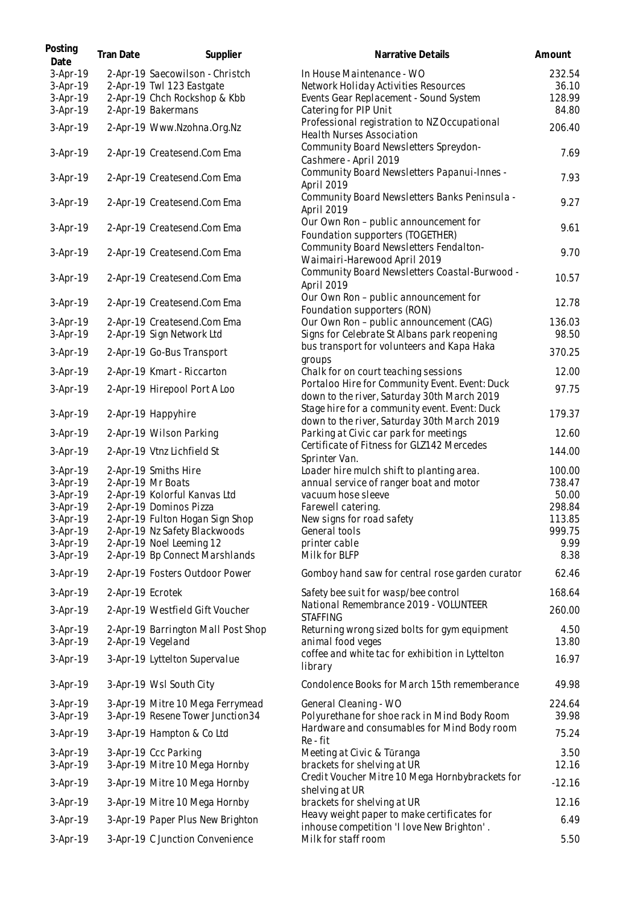| Posting Date | Tran Date | Supplier | Narrative Details | Amount |
|---|---|---|---|---|
| 3-Apr-19 | 2-Apr-19 | Saecowilson - Christch | In House Maintenance - WO | 232.54 |
| 3-Apr-19 | 2-Apr-19 | Twl 123 Eastgate | Network Holiday Activities Resources | 36.10 |
| 3-Apr-19 | 2-Apr-19 | Chch Rockshop & Kbb | Events Gear Replacement - Sound System | 128.99 |
| 3-Apr-19 | 2-Apr-19 | Bakermans | Catering for PIP Unit | 84.80 |
| 3-Apr-19 | 2-Apr-19 | Www.Nzohna.Org.Nz | Professional registration to NZ Occupational Health Nurses Association | 206.40 |
| 3-Apr-19 | 2-Apr-19 | Createsend.Com Ema | Community Board Newsletters Spreydon-Cashmere - April 2019 | 7.69 |
| 3-Apr-19 | 2-Apr-19 | Createsend.Com Ema | Community Board Newsletters Papanui-Innes - April 2019 | 7.93 |
| 3-Apr-19 | 2-Apr-19 | Createsend.Com Ema | Community Board Newsletters Banks Peninsula - April 2019 | 9.27 |
| 3-Apr-19 | 2-Apr-19 | Createsend.Com Ema | Our Own Ron – public announcement for Foundation supporters (TOGETHER) | 9.61 |
| 3-Apr-19 | 2-Apr-19 | Createsend.Com Ema | Community Board Newsletters Fendalton-Waimairi-Harewood April 2019 | 9.70 |
| 3-Apr-19 | 2-Apr-19 | Createsend.Com Ema | Community Board Newsletters Coastal-Burwood - April 2019 | 10.57 |
| 3-Apr-19 | 2-Apr-19 | Createsend.Com Ema | Our Own Ron – public announcement for Foundation supporters (RON) | 12.78 |
| 3-Apr-19 | 2-Apr-19 | Createsend.Com Ema | Our Own Ron – public announcement (CAG) | 136.03 |
| 3-Apr-19 | 2-Apr-19 | Sign Network Ltd | Signs for Celebrate St Albans park reopening | 98.50 |
| 3-Apr-19 | 2-Apr-19 | Go-Bus Transport | bus transport for volunteers and Kapa Haka groups | 370.25 |
| 3-Apr-19 | 2-Apr-19 | Kmart - Riccarton | Chalk for on court teaching sessions | 12.00 |
| 3-Apr-19 | 2-Apr-19 | Hirepool Port A Loo | Portaloo Hire for Community Event. Event: Duck down to the river, Saturday 30th March 2019 | 97.75 |
| 3-Apr-19 | 2-Apr-19 | Happyhire | Stage hire for a community event. Event: Duck down to the river, Saturday 30th March 2019 | 179.37 |
| 3-Apr-19 | 2-Apr-19 | Wilson Parking | Parking at Civic car park for meetings | 12.60 |
| 3-Apr-19 | 2-Apr-19 | Vtnz Lichfield St | Certificate of Fitness for GLZ142 Mercedes Sprinter Van. | 144.00 |
| 3-Apr-19 | 2-Apr-19 | Smiths Hire | Loader hire mulch shift to planting area. | 100.00 |
| 3-Apr-19 | 2-Apr-19 | Mr Boats | annual service of ranger boat and motor | 738.47 |
| 3-Apr-19 | 2-Apr-19 | Kolorful Kanvas Ltd | vacuum hose sleeve | 50.00 |
| 3-Apr-19 | 2-Apr-19 | Dominos Pizza | Farewell catering. | 298.84 |
| 3-Apr-19 | 2-Apr-19 | Fulton Hogan Sign Shop | New signs for road safety | 113.85 |
| 3-Apr-19 | 2-Apr-19 | Nz Safety Blackwoods | General tools | 999.75 |
| 3-Apr-19 | 2-Apr-19 | Noel Leeming 12 | printer cable | 9.99 |
| 3-Apr-19 | 2-Apr-19 | Bp Connect Marshlands | Milk for BLFP | 8.38 |
| 3-Apr-19 | 2-Apr-19 | Fosters Outdoor Power | Gomboy hand saw for central rose garden curator | 62.46 |
| 3-Apr-19 | 2-Apr-19 | Ecrotek | Safety bee suit for wasp/bee control | 168.64 |
| 3-Apr-19 | 2-Apr-19 | Westfield Gift Voucher | National Remembrance 2019 - VOLUNTEER STAFFING | 260.00 |
| 3-Apr-19 | 2-Apr-19 | Barrington Mall Post Shop | Returning wrong sized bolts for gym equipment | 4.50 |
| 3-Apr-19 | 2-Apr-19 | Vegeland | animal food veges | 13.80 |
| 3-Apr-19 | 3-Apr-19 | Lyttelton Supervalue | coffee and white tac for exhibition in Lyttelton library | 16.97 |
| 3-Apr-19 | 3-Apr-19 | Wsl South City | Condolence Books for March 15th rememberance | 49.98 |
| 3-Apr-19 | 3-Apr-19 | Mitre 10 Mega Ferrymead | General Cleaning - WO | 224.64 |
| 3-Apr-19 | 3-Apr-19 | Resene Tower Junction34 | Polyurethane for shoe rack in Mind Body Room | 39.98 |
| 3-Apr-19 | 3-Apr-19 | Hampton & Co Ltd | Hardware and consumables for Mind Body room Re - fit | 75.24 |
| 3-Apr-19 | 3-Apr-19 | Ccc Parking | Meeting at Civic & Tūranga | 3.50 |
| 3-Apr-19 | 3-Apr-19 | Mitre 10 Mega Hornby | brackets for shelving at UR | 12.16 |
| 3-Apr-19 | 3-Apr-19 | Mitre 10 Mega Hornby | Credit Voucher Mitre 10 Mega Hornbybrackets for shelving at UR | -12.16 |
| 3-Apr-19 | 3-Apr-19 | Mitre 10 Mega Hornby | brackets for shelving at UR | 12.16 |
| 3-Apr-19 | 3-Apr-19 | Paper Plus New Brighton | Heavy weight paper to make certificates for inhouse competition 'I love New Brighton' . | 6.49 |
| 3-Apr-19 | 3-Apr-19 | C Junction Convenience | Milk for staff room | 5.50 |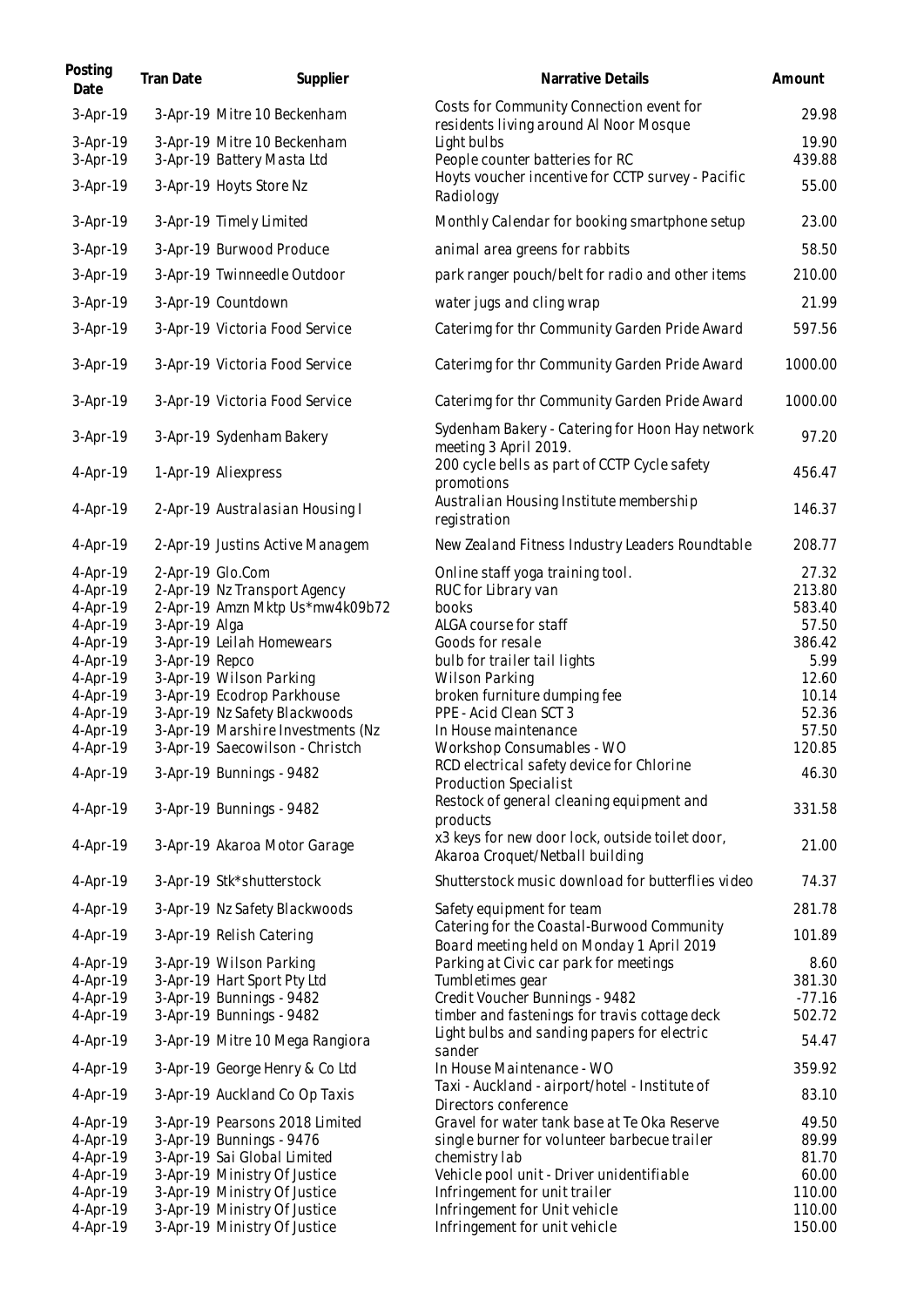| Posting Date | Tran Date | Supplier | Narrative Details | Amount |
|---|---|---|---|---|
| 3-Apr-19 | 3-Apr-19 | Mitre 10 Beckenham | Costs for Community Connection event for residents living around Al Noor Mosque | 29.98 |
| 3-Apr-19 | 3-Apr-19 | Mitre 10 Beckenham | Light bulbs | 19.90 |
| 3-Apr-19 | 3-Apr-19 | Battery Masta Ltd | People counter batteries for RC | 439.88 |
| 3-Apr-19 | 3-Apr-19 | Hoyts Store Nz | Hoyts voucher incentive for CCTP survey - Pacific Radiology | 55.00 |
| 3-Apr-19 | 3-Apr-19 | Timely Limited | Monthly Calendar for booking smartphone setup | 23.00 |
| 3-Apr-19 | 3-Apr-19 | Burwood Produce | animal area greens for rabbits | 58.50 |
| 3-Apr-19 | 3-Apr-19 | Twinneedle Outdoor | park ranger pouch/belt for radio and other items | 210.00 |
| 3-Apr-19 | 3-Apr-19 | Countdown | water jugs and cling wrap | 21.99 |
| 3-Apr-19 | 3-Apr-19 | Victoria Food Service | Caterimg for thr Community Garden Pride Award | 597.56 |
| 3-Apr-19 | 3-Apr-19 | Victoria Food Service | Caterimg for thr Community Garden Pride Award | 1000.00 |
| 3-Apr-19 | 3-Apr-19 | Victoria Food Service | Caterimg for thr Community Garden Pride Award | 1000.00 |
| 3-Apr-19 | 3-Apr-19 | Sydenham Bakery | Sydenham Bakery - Catering for Hoon Hay network meeting 3 April 2019. | 97.20 |
| 4-Apr-19 | 1-Apr-19 | Aliexpress | 200 cycle bells as part of CCTP Cycle safety promotions | 456.47 |
| 4-Apr-19 | 2-Apr-19 | Australasian Housing I | Australian Housing Institute membership registration | 146.37 |
| 4-Apr-19 | 2-Apr-19 | Justins Active Managem | New Zealand Fitness Industry Leaders Roundtable | 208.77 |
| 4-Apr-19 | 2-Apr-19 | Glo.Com | Online staff yoga training tool. | 27.32 |
| 4-Apr-19 | 2-Apr-19 | Nz Transport Agency | RUC for Library van | 213.80 |
| 4-Apr-19 | 2-Apr-19 | Amzn Mktp Us*mw4k09b72 | books | 583.40 |
| 4-Apr-19 | 3-Apr-19 | Alga | ALGA course for staff | 57.50 |
| 4-Apr-19 | 3-Apr-19 | Leilah Homewears | Goods for resale | 386.42 |
| 4-Apr-19 | 3-Apr-19 | Repco | bulb for trailer tail lights | 5.99 |
| 4-Apr-19 | 3-Apr-19 | Wilson Parking | Wilson Parking | 12.60 |
| 4-Apr-19 | 3-Apr-19 | Ecodrop Parkhouse | broken furniture dumping fee | 10.14 |
| 4-Apr-19 | 3-Apr-19 | Nz Safety Blackwoods | PPE - Acid Clean SCT 3 | 52.36 |
| 4-Apr-19 | 3-Apr-19 | Marshire Investments (Nz | In House maintenance | 57.50 |
| 4-Apr-19 | 3-Apr-19 | Saecowilson - Christch | Workshop Consumables - WO | 120.85 |
| 4-Apr-19 | 3-Apr-19 | Bunnings - 9482 | RCD electrical safety device for Chlorine Production Specialist | 46.30 |
| 4-Apr-19 | 3-Apr-19 | Bunnings - 9482 | Restock of general cleaning equipment and products | 331.58 |
| 4-Apr-19 | 3-Apr-19 | Akaroa Motor Garage | x3 keys for new door lock, outside toilet door, Akaroa Croquet/Netball building | 21.00 |
| 4-Apr-19 | 3-Apr-19 | Stk*shutterstock | Shutterstock music download for butterflies video | 74.37 |
| 4-Apr-19 | 3-Apr-19 | Nz Safety Blackwoods | Safety equipment for team | 281.78 |
| 4-Apr-19 | 3-Apr-19 | Relish Catering | Catering for the Coastal-Burwood Community Board meeting held on Monday 1 April 2019 | 101.89 |
| 4-Apr-19 | 3-Apr-19 | Wilson Parking | Parking at Civic car park for meetings | 8.60 |
| 4-Apr-19 | 3-Apr-19 | Hart Sport Pty Ltd | Tumbletimes gear | 381.30 |
| 4-Apr-19 | 3-Apr-19 | Bunnings - 9482 | Credit Voucher Bunnings - 9482 | -77.16 |
| 4-Apr-19 | 3-Apr-19 | Bunnings - 9482 | timber and fastenings for travis cottage deck | 502.72 |
| 4-Apr-19 | 3-Apr-19 | Mitre 10 Mega Rangiora | Light bulbs and sanding papers for electric sander | 54.47 |
| 4-Apr-19 | 3-Apr-19 | George Henry & Co Ltd | In House Maintenance - WO | 359.92 |
| 4-Apr-19 | 3-Apr-19 | Auckland Co Op Taxis | Taxi - Auckland - airport/hotel - Institute of Directors conference | 83.10 |
| 4-Apr-19 | 3-Apr-19 | Pearsons 2018 Limited | Gravel for water tank base at Te Oka Reserve | 49.50 |
| 4-Apr-19 | 3-Apr-19 | Bunnings - 9476 | single burner for volunteer barbecue trailer | 89.99 |
| 4-Apr-19 | 3-Apr-19 | Sai Global Limited | chemistry lab | 81.70 |
| 4-Apr-19 | 3-Apr-19 | Ministry Of Justice | Vehicle pool unit - Driver unidentifiable | 60.00 |
| 4-Apr-19 | 3-Apr-19 | Ministry Of Justice | Infringement for unit trailer | 110.00 |
| 4-Apr-19 | 3-Apr-19 | Ministry Of Justice | Infringement for Unit vehicle | 110.00 |
| 4-Apr-19 | 3-Apr-19 | Ministry Of Justice | Infringement for unit vehicle | 150.00 |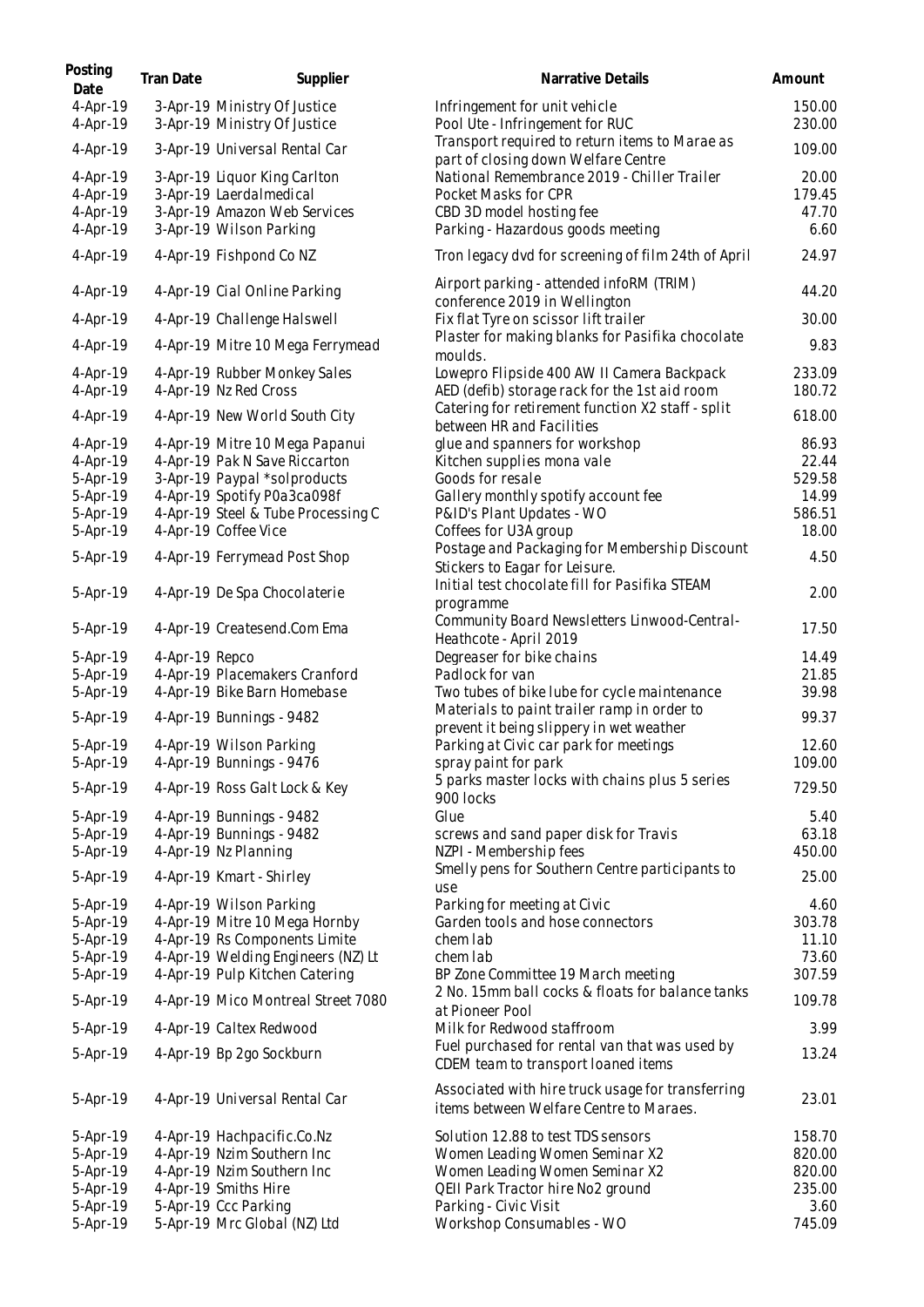| Posting Date | Tran Date | Supplier | Narrative Details | Amount |
| --- | --- | --- | --- | --- |
| 4-Apr-19 | 3-Apr-19 | Ministry Of Justice | Infringement for unit vehicle | 150.00 |
| 4-Apr-19 | 3-Apr-19 | Ministry Of Justice | Pool Ute - Infringement for RUC | 230.00 |
| 4-Apr-19 | 3-Apr-19 | Universal Rental Car | Transport required to return items to Marae as part of closing down Welfare Centre | 109.00 |
| 4-Apr-19 | 3-Apr-19 | Liquor King Carlton | National Remembrance 2019 - Chiller Trailer | 20.00 |
| 4-Apr-19 | 3-Apr-19 | Laerdalmedical | Pocket Masks for CPR | 179.45 |
| 4-Apr-19 | 3-Apr-19 | Amazon Web Services | CBD 3D model hosting fee | 47.70 |
| 4-Apr-19 | 3-Apr-19 | Wilson Parking | Parking - Hazardous goods meeting | 6.60 |
| 4-Apr-19 | 4-Apr-19 | Fishpond Co NZ | Tron legacy dvd for screening of film 24th of April | 24.97 |
| 4-Apr-19 | 4-Apr-19 | Cial Online Parking | Airport parking - attended infoRM (TRIM) conference 2019 in Wellington | 44.20 |
| 4-Apr-19 | 4-Apr-19 | Challenge Halswell | Fix flat Tyre on scissor lift trailer | 30.00 |
| 4-Apr-19 | 4-Apr-19 | Mitre 10 Mega Ferrymead | Plaster for making blanks for Pasifika chocolate moulds. | 9.83 |
| 4-Apr-19 | 4-Apr-19 | Rubber Monkey Sales | Lowepro Flipside 400 AW II Camera Backpack | 233.09 |
| 4-Apr-19 | 4-Apr-19 | Nz Red Cross | AED (defib) storage rack for the 1st aid room | 180.72 |
| 4-Apr-19 | 4-Apr-19 | New World South City | Catering for retirement function X2 staff - split between HR and Facilities | 618.00 |
| 4-Apr-19 | 4-Apr-19 | Mitre 10 Mega Papanui | glue and spanners for workshop | 86.93 |
| 4-Apr-19 | 4-Apr-19 | Pak N Save Riccarton | Kitchen supplies mona vale | 22.44 |
| 5-Apr-19 | 3-Apr-19 | Paypal *solproducts | Goods for resale | 529.58 |
| 5-Apr-19 | 4-Apr-19 | Spotify P0a3ca098f | Gallery monthly spotify account fee | 14.99 |
| 5-Apr-19 | 4-Apr-19 | Steel & Tube Processing C | P&ID's Plant Updates - WO | 586.51 |
| 5-Apr-19 | 4-Apr-19 | Coffee Vice | Coffees for U3A group | 18.00 |
| 5-Apr-19 | 4-Apr-19 | Ferrymead Post Shop | Postage and Packaging for Membership Discount Stickers to Eagar for Leisure. | 4.50 |
| 5-Apr-19 | 4-Apr-19 | De Spa Chocolaterie | Initial test chocolate fill for Pasifika STEAM programme | 2.00 |
| 5-Apr-19 | 4-Apr-19 | Createsend.Com Ema | Community Board Newsletters Linwood-Central-Heathcote - April 2019 | 17.50 |
| 5-Apr-19 | 4-Apr-19 | Repco | Degreaser for bike chains | 14.49 |
| 5-Apr-19 | 4-Apr-19 | Placemakers Cranford | Padlock for van | 21.85 |
| 5-Apr-19 | 4-Apr-19 | Bike Barn Homebase | Two tubes of bike lube for cycle maintenance | 39.98 |
| 5-Apr-19 | 4-Apr-19 | Bunnings - 9482 | Materials to paint trailer ramp in order to prevent it being slippery in wet weather | 99.37 |
| 5-Apr-19 | 4-Apr-19 | Wilson Parking | Parking at Civic car park for meetings | 12.60 |
| 5-Apr-19 | 4-Apr-19 | Bunnings - 9476 | spray paint for park | 109.00 |
| 5-Apr-19 | 4-Apr-19 | Ross Galt Lock & Key | 5 parks master locks with chains plus 5 series 900 locks | 729.50 |
| 5-Apr-19 | 4-Apr-19 | Bunnings - 9482 | Glue | 5.40 |
| 5-Apr-19 | 4-Apr-19 | Bunnings - 9482 | screws and sand paper disk for Travis | 63.18 |
| 5-Apr-19 | 4-Apr-19 | Nz Planning | NZPI - Membership fees | 450.00 |
| 5-Apr-19 | 4-Apr-19 | Kmart - Shirley | Smelly pens for Southern Centre participants to use | 25.00 |
| 5-Apr-19 | 4-Apr-19 | Wilson Parking | Parking for meeting at Civic | 4.60 |
| 5-Apr-19 | 4-Apr-19 | Mitre 10 Mega Hornby | Garden tools and hose connectors | 303.78 |
| 5-Apr-19 | 4-Apr-19 | Rs Components Limite | chem lab | 11.10 |
| 5-Apr-19 | 4-Apr-19 | Welding Engineers (NZ) Lt | chem lab | 73.60 |
| 5-Apr-19 | 4-Apr-19 | Pulp Kitchen Catering | BP Zone Committee 19 March meeting | 307.59 |
| 5-Apr-19 | 4-Apr-19 | Mico Montreal Street 7080 | 2 No. 15mm ball cocks & floats for balance tanks at Pioneer Pool | 109.78 |
| 5-Apr-19 | 4-Apr-19 | Caltex Redwood | Milk for Redwood staffroom | 3.99 |
| 5-Apr-19 | 4-Apr-19 | Bp 2go Sockburn | Fuel purchased for rental van that was used by CDEM team to transport loaned items | 13.24 |
| 5-Apr-19 | 4-Apr-19 | Universal Rental Car | Associated with hire truck usage for transferring items between Welfare Centre to Maraes. | 23.01 |
| 5-Apr-19 | 4-Apr-19 | Hachpacific.Co.Nz | Solution 12.88 to test TDS sensors | 158.70 |
| 5-Apr-19 | 4-Apr-19 | Nzim Southern Inc | Women Leading Women Seminar X2 | 820.00 |
| 5-Apr-19 | 4-Apr-19 | Nzim Southern Inc | Women Leading Women Seminar X2 | 820.00 |
| 5-Apr-19 | 4-Apr-19 | Smiths Hire | QEII Park Tractor hire No2 ground | 235.00 |
| 5-Apr-19 | 5-Apr-19 | Ccc Parking | Parking - Civic Visit | 3.60 |
| 5-Apr-19 | 5-Apr-19 | Mrc Global (NZ) Ltd | Workshop Consumables - WO | 745.09 |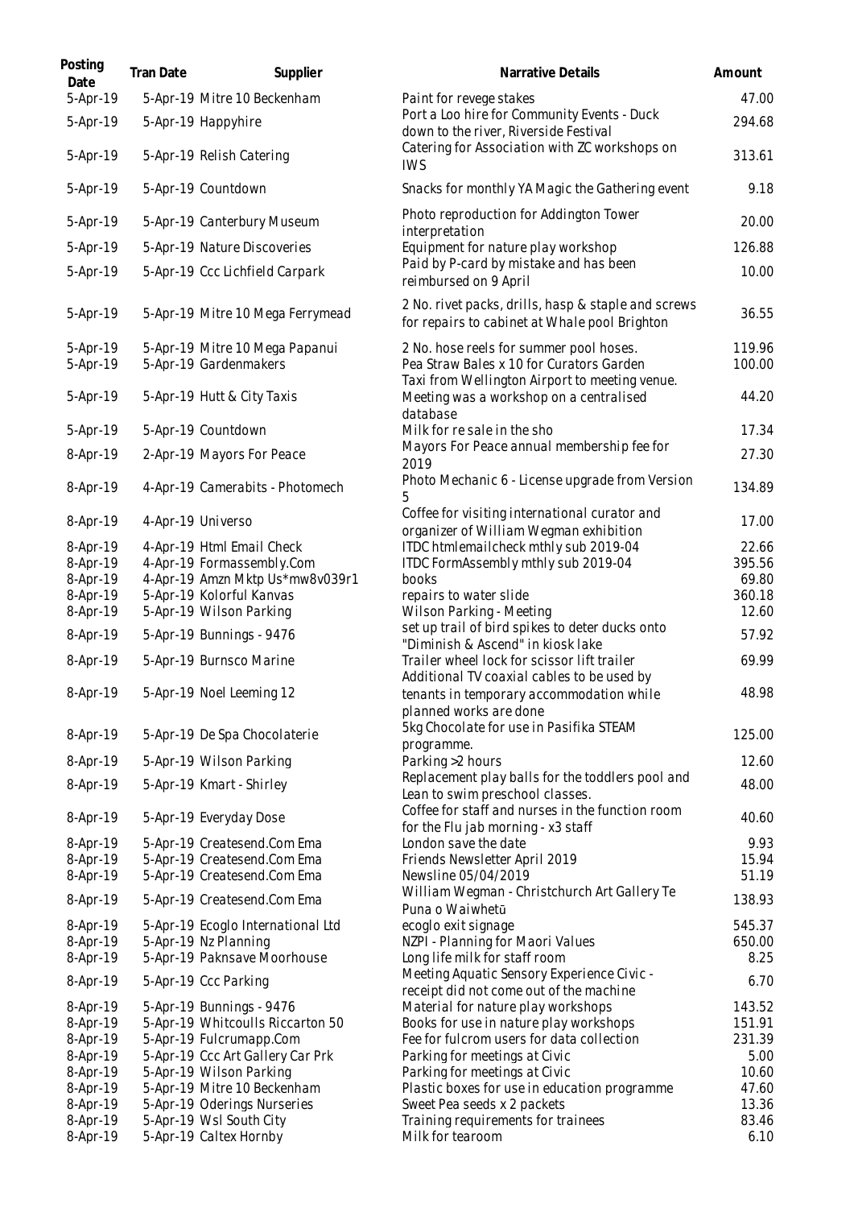| Posting Date | Tran Date | Supplier | Narrative Details | Amount |
|---|---|---|---|---|
| 5-Apr-19 | 5-Apr-19 | Mitre 10 Beckenham | Paint for revege stakes | 47.00 |
| 5-Apr-19 | 5-Apr-19 | Happyhire | Port a Loo hire for Community Events - Duck down to the river, Riverside Festival | 294.68 |
| 5-Apr-19 | 5-Apr-19 | Relish Catering | Catering for Association with ZC workshops on IWS | 313.61 |
| 5-Apr-19 | 5-Apr-19 | Countdown | Snacks for monthly YA Magic the Gathering event | 9.18 |
| 5-Apr-19 | 5-Apr-19 | Canterbury Museum | Photo reproduction for Addington Tower interpretation | 20.00 |
| 5-Apr-19 | 5-Apr-19 | Nature Discoveries | Equipment for nature play workshop | 126.88 |
| 5-Apr-19 | 5-Apr-19 | Ccc Lichfield Carpark | Paid by P-card by mistake and has been reimbursed on 9 April | 10.00 |
| 5-Apr-19 | 5-Apr-19 | Mitre 10 Mega Ferrymead | 2 No. rivet packs, drills, hasp & staple and screws for repairs to cabinet at Whale pool Brighton | 36.55 |
| 5-Apr-19 | 5-Apr-19 | Mitre 10 Mega Papanui | 2 No. hose reels for summer pool hoses. | 119.96 |
| 5-Apr-19 | 5-Apr-19 | Gardenmakers | Pea Straw Bales x 10 for Curators Garden | 100.00 |
| 5-Apr-19 | 5-Apr-19 | Hutt & City Taxis | Taxi from Wellington Airport to meeting venue. Meeting was a workshop on a centralised database | 44.20 |
| 5-Apr-19 | 5-Apr-19 | Countdown | Milk for re sale in the sho | 17.34 |
| 8-Apr-19 | 2-Apr-19 | Mayors For Peace | Mayors For Peace annual membership fee for 2019 | 27.30 |
| 8-Apr-19 | 4-Apr-19 | Camerabits - Photomech | Photo Mechanic 6 - License upgrade from Version 5 | 134.89 |
| 8-Apr-19 | 4-Apr-19 | Universo | Coffee for visiting international curator and organizer of William Wegman exhibition | 17.00 |
| 8-Apr-19 | 4-Apr-19 | Html Email Check | ITDC htmlemailcheck mthly sub 2019-04 | 22.66 |
| 8-Apr-19 | 4-Apr-19 | Formassembly.Com | ITDC FormAssembly mthly sub 2019-04 | 395.56 |
| 8-Apr-19 | 4-Apr-19 | Amzn Mktp Us*mw8v039r1 | books | 69.80 |
| 8-Apr-19 | 5-Apr-19 | Kolorful Kanvas | repairs to water slide | 360.18 |
| 8-Apr-19 | 5-Apr-19 | Wilson Parking | Wilson Parking - Meeting | 12.60 |
| 8-Apr-19 | 5-Apr-19 | Bunnings - 9476 | set up trail of bird spikes to deter ducks onto "Diminish & Ascend" in kiosk lake | 57.92 |
| 8-Apr-19 | 5-Apr-19 | Burnsco Marine | Trailer wheel lock for scissor lift trailer | 69.99 |
| 8-Apr-19 | 5-Apr-19 | Noel Leeming 12 | Additional TV coaxial cables to be used by tenants in temporary accommodation while planned works are done | 48.98 |
| 8-Apr-19 | 5-Apr-19 | De Spa Chocolaterie | 5kg Chocolate for use in Pasifika STEAM programme. | 125.00 |
| 8-Apr-19 | 5-Apr-19 | Wilson Parking | Parking >2 hours | 12.60 |
| 8-Apr-19 | 5-Apr-19 | Kmart - Shirley | Replacement play balls for the toddlers pool and Lean to swim preschool classes. | 48.00 |
| 8-Apr-19 | 5-Apr-19 | Everyday Dose | Coffee for staff and nurses in the function room for the Flu jab morning - x3 staff | 40.60 |
| 8-Apr-19 | 5-Apr-19 | Createsend.Com Ema | London save the date | 9.93 |
| 8-Apr-19 | 5-Apr-19 | Createsend.Com Ema | Friends Newsletter April 2019 | 15.94 |
| 8-Apr-19 | 5-Apr-19 | Createsend.Com Ema | Newsline 05/04/2019 | 51.19 |
| 8-Apr-19 | 5-Apr-19 | Createsend.Com Ema | William Wegman - Christchurch Art Gallery Te Puna o Waiwhetū | 138.93 |
| 8-Apr-19 | 5-Apr-19 | Ecoglo International Ltd | ecoglo exit signage | 545.37 |
| 8-Apr-19 | 5-Apr-19 | Nz Planning | NZPI - Planning for Maori Values | 650.00 |
| 8-Apr-19 | 5-Apr-19 | Paknsave Moorhouse | Long life milk for staff room | 8.25 |
| 8-Apr-19 | 5-Apr-19 | Ccc Parking | Meeting Aquatic Sensory Experience Civic - receipt did not come out of the machine | 6.70 |
| 8-Apr-19 | 5-Apr-19 | Bunnings - 9476 | Material for nature play workshops | 143.52 |
| 8-Apr-19 | 5-Apr-19 | Whitcoulls Riccarton 50 | Books for use in nature play workshops | 151.91 |
| 8-Apr-19 | 5-Apr-19 | Fulcrumapp.Com | Fee for fulcrom users for data collection | 231.39 |
| 8-Apr-19 | 5-Apr-19 | Ccc Art Gallery Car Prk | Parking for meetings at Civic | 5.00 |
| 8-Apr-19 | 5-Apr-19 | Wilson Parking | Parking for meetings at Civic | 10.60 |
| 8-Apr-19 | 5-Apr-19 | Mitre 10 Beckenham | Plastic boxes for use in education programme | 47.60 |
| 8-Apr-19 | 5-Apr-19 | Oderings Nurseries | Sweet Pea seeds x 2 packets | 13.36 |
| 8-Apr-19 | 5-Apr-19 | Wsl South City | Training requirements for trainees | 83.46 |
| 8-Apr-19 | 5-Apr-19 | Caltex Hornby | Milk for tearoom | 6.10 |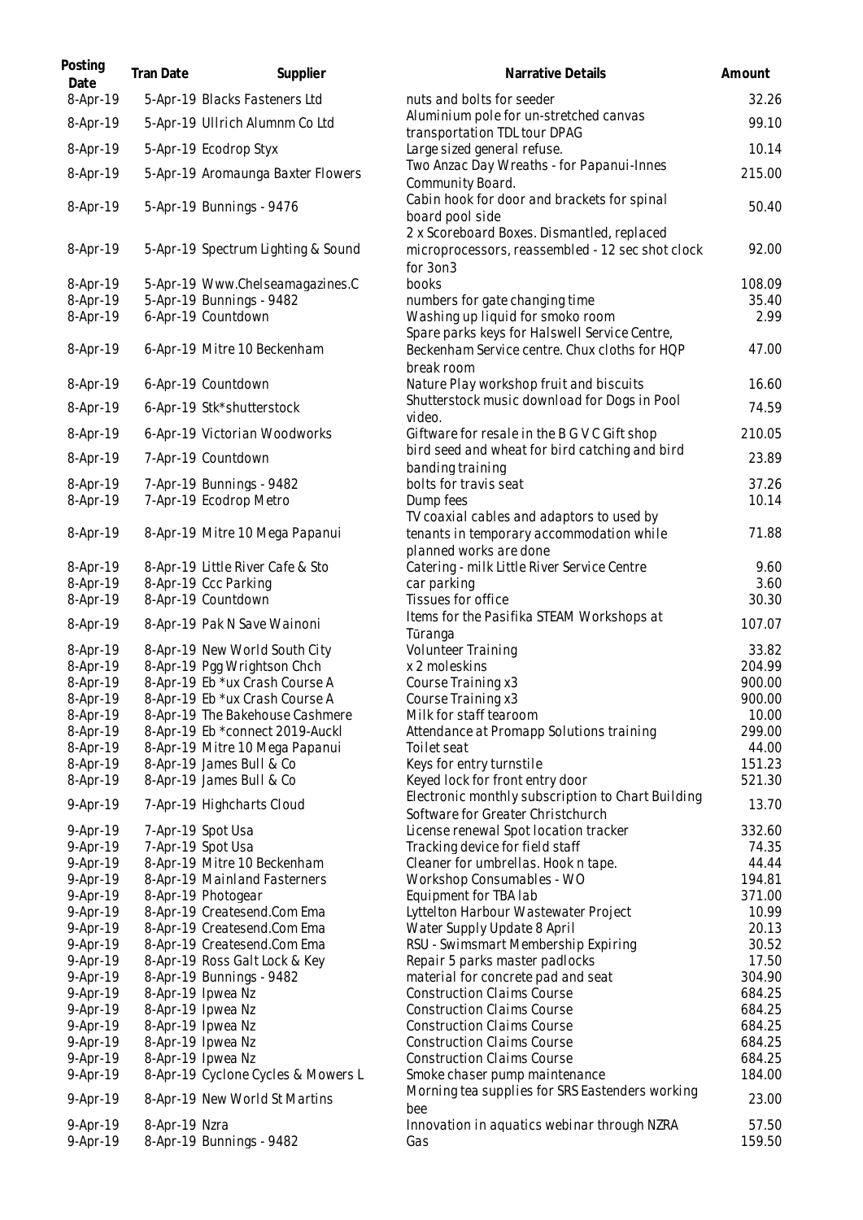| Posting Date | Tran Date | Supplier | Narrative Details | Amount |
|---|---|---|---|---|
| 8-Apr-19 | 5-Apr-19 | Blacks Fasteners Ltd | nuts and bolts for seeder | 32.26 |
| 8-Apr-19 | 5-Apr-19 | Ullrich Alumnm Co Ltd | Aluminium pole for un-stretched canvas transportation TDL tour DPAG | 99.10 |
| 8-Apr-19 | 5-Apr-19 | Ecodrop Styx | Large sized general refuse. | 10.14 |
| 8-Apr-19 | 5-Apr-19 | Aromaunga Baxter Flowers | Two Anzac Day Wreaths - for Papanui-Innes Community Board. | 215.00 |
| 8-Apr-19 | 5-Apr-19 | Bunnings - 9476 | Cabin hook for door and brackets for spinal board pool side | 50.40 |
| 8-Apr-19 | 5-Apr-19 | Spectrum Lighting & Sound | 2 x Scoreboard Boxes. Dismantled, replaced microprocessors, reassembled - 12 sec shot clock for 3on3 | 92.00 |
| 8-Apr-19 | 5-Apr-19 | Www.Chelseamagazines.C | books | 108.09 |
| 8-Apr-19 | 5-Apr-19 | Bunnings - 9482 | numbers for gate changing time | 35.40 |
| 8-Apr-19 | 6-Apr-19 | Countdown | Washing up liquid for smoko room | 2.99 |
| 8-Apr-19 | 6-Apr-19 | Mitre 10 Beckenham | Spare parks keys for Halswell Service Centre, Beckenham Service centre. Chux cloths for HQP break room | 47.00 |
| 8-Apr-19 | 6-Apr-19 | Countdown | Nature Play workshop fruit and biscuits | 16.60 |
| 8-Apr-19 | 6-Apr-19 | Stk*shutterstock | Shutterstock music download for Dogs in Pool video. | 74.59 |
| 8-Apr-19 | 6-Apr-19 | Victorian Woodworks | Giftware for resale in the B G V C Gift shop | 210.05 |
| 8-Apr-19 | 7-Apr-19 | Countdown | bird seed and wheat for bird catching and bird banding training | 23.89 |
| 8-Apr-19 | 7-Apr-19 | Bunnings - 9482 | bolts for travis seat | 37.26 |
| 8-Apr-19 | 7-Apr-19 | Ecodrop Metro | Dump fees | 10.14 |
| 8-Apr-19 | 8-Apr-19 | Mitre 10 Mega Papanui | TV coaxial cables and adaptors to used by tenants in temporary accommodation while planned works are done | 71.88 |
| 8-Apr-19 | 8-Apr-19 | Little River Cafe & Sto | Catering - milk Little River Service Centre | 9.60 |
| 8-Apr-19 | 8-Apr-19 | Ccc Parking | car parking | 3.60 |
| 8-Apr-19 | 8-Apr-19 | Countdown | Tissues for office | 30.30 |
| 8-Apr-19 | 8-Apr-19 | Pak N Save Wainoni | Items for the Pasifika STEAM Workshops at Tūranga | 107.07 |
| 8-Apr-19 | 8-Apr-19 | New World South City | Volunteer Training | 33.82 |
| 8-Apr-19 | 8-Apr-19 | Pgg Wrightson Chch | x 2 moleskins | 204.99 |
| 8-Apr-19 | 8-Apr-19 | Eb *ux Crash Course A | Course Training x3 | 900.00 |
| 8-Apr-19 | 8-Apr-19 | Eb *ux Crash Course A | Course Training x3 | 900.00 |
| 8-Apr-19 | 8-Apr-19 | The Bakehouse Cashmere | Milk for staff tearoom | 10.00 |
| 8-Apr-19 | 8-Apr-19 | Eb *connect 2019-Auckl | Attendance at Promapp Solutions training | 299.00 |
| 8-Apr-19 | 8-Apr-19 | Mitre 10 Mega Papanui | Toilet seat | 44.00 |
| 8-Apr-19 | 8-Apr-19 | James Bull & Co | Keys for entry turnstile | 151.23 |
| 8-Apr-19 | 8-Apr-19 | James Bull & Co | Keyed lock for front entry door | 521.30 |
| 9-Apr-19 | 7-Apr-19 | Highcharts Cloud | Electronic monthly subscription to Chart Building Software for Greater Christchurch | 13.70 |
| 9-Apr-19 | 7-Apr-19 | Spot Usa | License renewal Spot location tracker | 332.60 |
| 9-Apr-19 | 7-Apr-19 | Spot Usa | Tracking device for field staff | 74.35 |
| 9-Apr-19 | 8-Apr-19 | Mitre 10 Beckenham | Cleaner for umbrellas. Hook n tape. | 44.44 |
| 9-Apr-19 | 8-Apr-19 | Mainland Fasterners | Workshop Consumables - WO | 194.81 |
| 9-Apr-19 | 8-Apr-19 | Photogear | Equipment for TBA lab | 371.00 |
| 9-Apr-19 | 8-Apr-19 | Createsend.Com Ema | Lyttelton Harbour Wastewater Project | 10.99 |
| 9-Apr-19 | 8-Apr-19 | Createsend.Com Ema | Water Supply Update 8 April | 20.13 |
| 9-Apr-19 | 8-Apr-19 | Createsend.Com Ema | RSU - Swimsmart Membership Expiring | 30.52 |
| 9-Apr-19 | 8-Apr-19 | Ross Galt Lock & Key | Repair 5 parks master padlocks | 17.50 |
| 9-Apr-19 | 8-Apr-19 | Bunnings - 9482 | material for concrete pad and seat | 304.90 |
| 9-Apr-19 | 8-Apr-19 | Ipwea Nz | Construction Claims Course | 684.25 |
| 9-Apr-19 | 8-Apr-19 | Ipwea Nz | Construction Claims Course | 684.25 |
| 9-Apr-19 | 8-Apr-19 | Ipwea Nz | Construction Claims Course | 684.25 |
| 9-Apr-19 | 8-Apr-19 | Ipwea Nz | Construction Claims Course | 684.25 |
| 9-Apr-19 | 8-Apr-19 | Ipwea Nz | Construction Claims Course | 684.25 |
| 9-Apr-19 | 8-Apr-19 | Cyclone Cycles & Mowers L | Smoke chaser pump maintenance | 184.00 |
| 9-Apr-19 | 8-Apr-19 | New World St Martins | Morning tea supplies for SRS Eastenders working bee | 23.00 |
| 9-Apr-19 | 8-Apr-19 | Nzra | Innovation in aquatics webinar through NZRA | 57.50 |
| 9-Apr-19 | 8-Apr-19 | Bunnings - 9482 | Gas | 159.50 |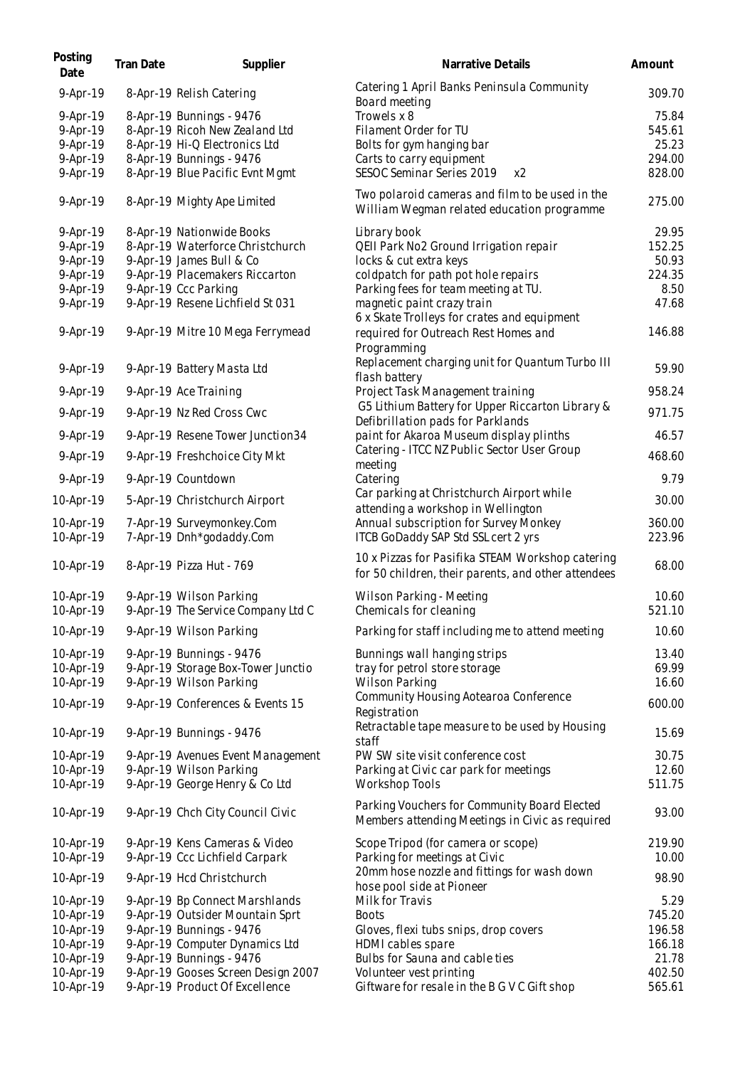| Posting Date | Tran Date | Supplier | Narrative Details | Amount |
|---|---|---|---|---|
| 9-Apr-19 | 8-Apr-19 | Relish Catering | Catering 1 April Banks Peninsula Community Board meeting | 309.70 |
| 9-Apr-19 | 8-Apr-19 | Bunnings - 9476 | Trowels x 8 | 75.84 |
| 9-Apr-19 | 8-Apr-19 | Ricoh New Zealand Ltd | Filament Order for TU | 545.61 |
| 9-Apr-19 | 8-Apr-19 | Hi-Q Electronics Ltd | Bolts for gym hanging bar | 25.23 |
| 9-Apr-19 | 8-Apr-19 | Bunnings - 9476 | Carts to carry equipment | 294.00 |
| 9-Apr-19 | 8-Apr-19 | Blue Pacific Evnt Mgmt | SESOC Seminar Series 2019 x2 | 828.00 |
| 9-Apr-19 | 8-Apr-19 | Mighty Ape Limited | Two polaroid cameras and film to be used in the William Wegman related education programme | 275.00 |
| 9-Apr-19 | 8-Apr-19 | Nationwide Books | Library book | 29.95 |
| 9-Apr-19 | 8-Apr-19 | Waterforce Christchurch | QEII Park No2 Ground Irrigation repair | 152.25 |
| 9-Apr-19 | 9-Apr-19 | James Bull & Co | locks & cut extra keys | 50.93 |
| 9-Apr-19 | 9-Apr-19 | Placemakers Riccarton | coldpatch for path pot hole repairs | 224.35 |
| 9-Apr-19 | 9-Apr-19 | Ccc Parking | Parking fees for team meeting at TU. | 8.50 |
| 9-Apr-19 | 9-Apr-19 | Resene Lichfield St 031 | magnetic paint crazy train | 47.68 |
| 9-Apr-19 | 9-Apr-19 | Mitre 10 Mega Ferrymead | 6 x Skate Trolleys for crates and equipment required for Outreach Rest Homes and Programming | 146.88 |
| 9-Apr-19 | 9-Apr-19 | Battery Masta Ltd | Replacement charging unit for Quantum Turbo III flash battery | 59.90 |
| 9-Apr-19 | 9-Apr-19 | Ace Training | Project Task Management training | 958.24 |
| 9-Apr-19 | 9-Apr-19 | Nz Red Cross Cwc | G5 Lithium Battery for Upper Riccarton Library & Defibrillation pads for Parklands | 971.75 |
| 9-Apr-19 | 9-Apr-19 | Resene Tower Junction34 | paint for Akaroa Museum display plinths | 46.57 |
| 9-Apr-19 | 9-Apr-19 | Freshchoice City Mkt | Catering - ITCC NZ Public Sector User Group meeting | 468.60 |
| 9-Apr-19 | 9-Apr-19 | Countdown | Catering | 9.79 |
| 10-Apr-19 | 5-Apr-19 | Christchurch Airport | Car parking at Christchurch Airport while attending a workshop in Wellington | 30.00 |
| 10-Apr-19 | 7-Apr-19 | Surveymonkey.Com | Annual subscription for Survey Monkey | 360.00 |
| 10-Apr-19 | 7-Apr-19 | Dnh*godaddy.Com | ITCB GoDaddy SAP Std SSL cert 2 yrs | 223.96 |
| 10-Apr-19 | 8-Apr-19 | Pizza Hut - 769 | 10 x Pizzas for Pasifika STEAM Workshop catering for 50 children, their parents, and other attendees | 68.00 |
| 10-Apr-19 | 9-Apr-19 | Wilson Parking | Wilson Parking - Meeting | 10.60 |
| 10-Apr-19 | 9-Apr-19 | The Service Company Ltd C | Chemicals for cleaning | 521.10 |
| 10-Apr-19 | 9-Apr-19 | Wilson Parking | Parking for staff including me to attend meeting | 10.60 |
| 10-Apr-19 | 9-Apr-19 | Bunnings - 9476 | Bunnings wall hanging strips | 13.40 |
| 10-Apr-19 | 9-Apr-19 | Storage Box-Tower Junctio | tray for petrol store storage | 69.99 |
| 10-Apr-19 | 9-Apr-19 | Wilson Parking | Wilson Parking | 16.60 |
| 10-Apr-19 | 9-Apr-19 | Conferences & Events 15 | Community Housing Aotearoa Conference Registration | 600.00 |
| 10-Apr-19 | 9-Apr-19 | Bunnings - 9476 | Retractable tape measure to be used by Housing staff | 15.69 |
| 10-Apr-19 | 9-Apr-19 | Avenues Event Management | PW SW site visit conference cost | 30.75 |
| 10-Apr-19 | 9-Apr-19 | Wilson Parking | Parking at Civic car park for meetings | 12.60 |
| 10-Apr-19 | 9-Apr-19 | George Henry & Co Ltd | Workshop Tools | 511.75 |
| 10-Apr-19 | 9-Apr-19 | Chch City Council Civic | Parking Vouchers for Community Board Elected Members attending Meetings in Civic as required | 93.00 |
| 10-Apr-19 | 9-Apr-19 | Kens Cameras & Video | Scope Tripod (for camera or scope) | 219.90 |
| 10-Apr-19 | 9-Apr-19 | Ccc Lichfield Carpark | Parking for meetings at Civic | 10.00 |
| 10-Apr-19 | 9-Apr-19 | Hcd Christchurch | 20mm hose nozzle and fittings for wash down hose pool side at Pioneer | 98.90 |
| 10-Apr-19 | 9-Apr-19 | Bp Connect Marshlands | Milk for Travis | 5.29 |
| 10-Apr-19 | 9-Apr-19 | Outsider Mountain Sprt | Boots | 745.20 |
| 10-Apr-19 | 9-Apr-19 | Bunnings - 9476 | Gloves, flexi tubs snips, drop covers | 196.58 |
| 10-Apr-19 | 9-Apr-19 | Computer Dynamics Ltd | HDMI cables spare | 166.18 |
| 10-Apr-19 | 9-Apr-19 | Bunnings - 9476 | Bulbs for Sauna and cable ties | 21.78 |
| 10-Apr-19 | 9-Apr-19 | Gooses Screen Design 2007 | Volunteer vest printing | 402.50 |
| 10-Apr-19 | 9-Apr-19 | Product Of Excellence | Giftware for resale in the B G V C Gift shop | 565.61 |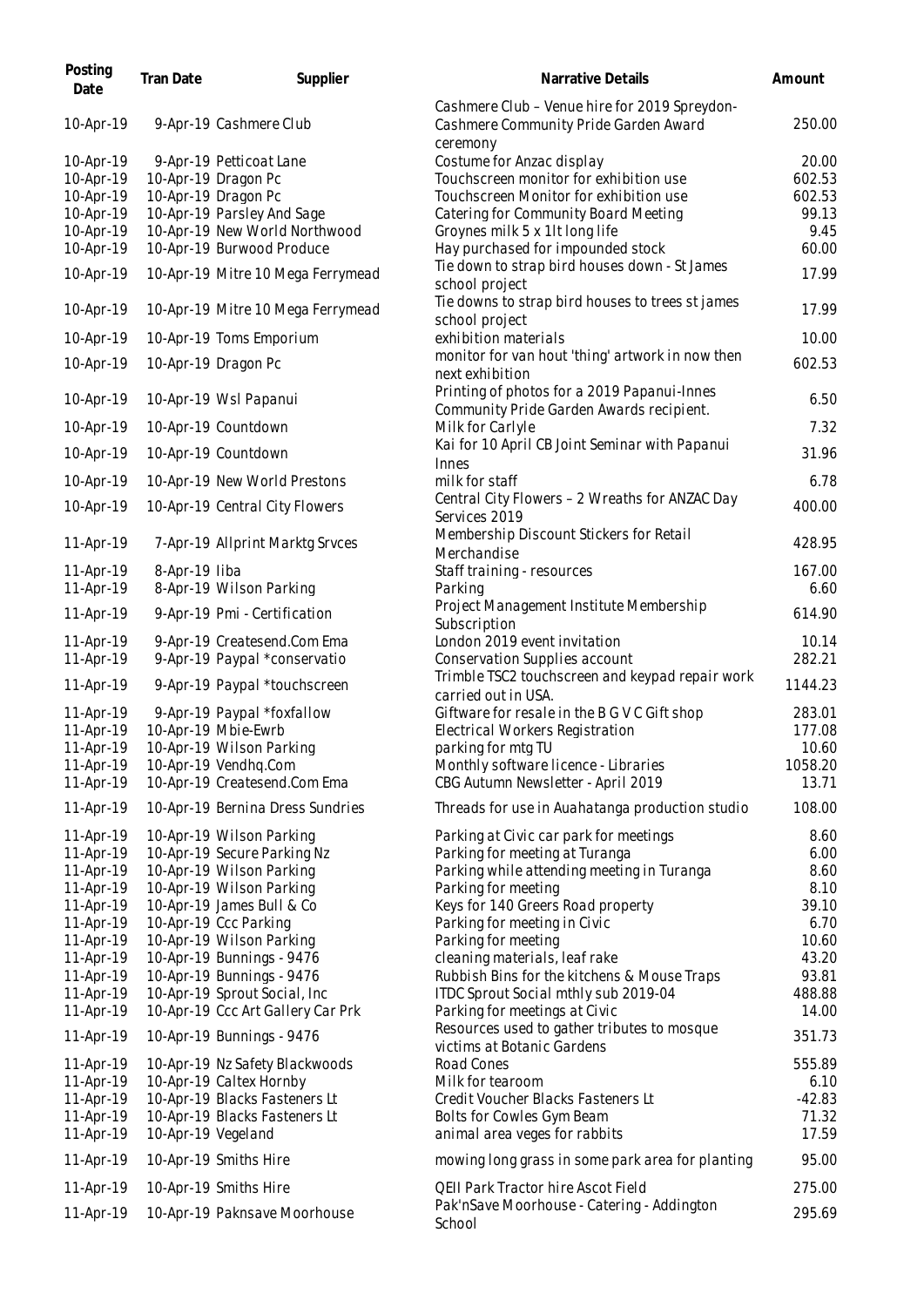| Posting Date | Tran Date | Supplier | Narrative Details | Amount |
|---|---|---|---|---|
| 10-Apr-19 | 9-Apr-19 | Cashmere Club | Cashmere Club – Venue hire for 2019 Spreydon-Cashmere Community Pride Garden Award ceremony | 250.00 |
| 10-Apr-19 | 9-Apr-19 | Petticoat Lane | Costume for Anzac display | 20.00 |
| 10-Apr-19 | 10-Apr-19 | Dragon Pc | Touchscreen monitor for exhibition use | 602.53 |
| 10-Apr-19 | 10-Apr-19 | Dragon Pc | Touchscreen Monitor for exhibition use | 602.53 |
| 10-Apr-19 | 10-Apr-19 | Parsley And Sage | Catering for Community Board Meeting | 99.13 |
| 10-Apr-19 | 10-Apr-19 | New World Northwood | Groynes milk 5 x 1lt long life | 9.45 |
| 10-Apr-19 | 10-Apr-19 | Burwood Produce | Hay purchased for impounded stock | 60.00 |
| 10-Apr-19 | 10-Apr-19 | Mitre 10 Mega Ferrymead | Tie down to strap bird houses down - St James school project | 17.99 |
| 10-Apr-19 | 10-Apr-19 | Mitre 10 Mega Ferrymead | Tie downs to strap bird houses to trees st james school project | 17.99 |
| 10-Apr-19 | 10-Apr-19 | Toms Emporium | exhibition materials | 10.00 |
| 10-Apr-19 | 10-Apr-19 | Dragon Pc | monitor for van hout 'thing' artwork in now then next exhibition | 602.53 |
| 10-Apr-19 | 10-Apr-19 | Wsl Papanui | Printing of photos for a 2019 Papanui-Innes Community Pride Garden Awards recipient. | 6.50 |
| 10-Apr-19 | 10-Apr-19 | Countdown | Milk for Carlyle | 7.32 |
| 10-Apr-19 | 10-Apr-19 | Countdown | Kai for 10 April CB Joint Seminar with Papanui Innes | 31.96 |
| 10-Apr-19 | 10-Apr-19 | New World Prestons | milk for staff | 6.78 |
| 10-Apr-19 | 10-Apr-19 | Central City Flowers | Central City Flowers – 2 Wreaths for ANZAC Day Services 2019 | 400.00 |
| 11-Apr-19 | 7-Apr-19 | Allprint Marktg Srvces | Membership Discount Stickers for Retail Merchandise | 428.95 |
| 11-Apr-19 | 8-Apr-19 | Iiba | Staff training - resources | 167.00 |
| 11-Apr-19 | 8-Apr-19 | Wilson Parking | Parking | 6.60 |
| 11-Apr-19 | 9-Apr-19 | Pmi - Certification | Project Management Institute Membership Subscription | 614.90 |
| 11-Apr-19 | 9-Apr-19 | Createsend.Com Ema | London 2019 event invitation | 10.14 |
| 11-Apr-19 | 9-Apr-19 | Paypal *conservatio | Conservation Supplies account | 282.21 |
| 11-Apr-19 | 9-Apr-19 | Paypal *touchscreen | Trimble TSC2 touchscreen and keypad repair work carried out in USA. | 1144.23 |
| 11-Apr-19 | 9-Apr-19 | Paypal *foxfallow | Giftware for resale in the B G V C Gift shop | 283.01 |
| 11-Apr-19 | 10-Apr-19 | Mbie-Ewrb | Electrical Workers Registration | 177.08 |
| 11-Apr-19 | 10-Apr-19 | Wilson Parking | parking for mtg TU | 10.60 |
| 11-Apr-19 | 10-Apr-19 | Vendhq.Com | Monthly software licence - Libraries | 1058.20 |
| 11-Apr-19 | 10-Apr-19 | Createsend.Com Ema | CBG Autumn Newsletter - April 2019 | 13.71 |
| 11-Apr-19 | 10-Apr-19 | Bernina Dress Sundries | Threads for use in Auahatanga production studio | 108.00 |
| 11-Apr-19 | 10-Apr-19 | Wilson Parking | Parking at Civic car park for meetings | 8.60 |
| 11-Apr-19 | 10-Apr-19 | Secure Parking Nz | Parking for meeting at Turanga | 6.00 |
| 11-Apr-19 | 10-Apr-19 | Wilson Parking | Parking while attending meeting in Turanga | 8.60 |
| 11-Apr-19 | 10-Apr-19 | Wilson Parking | Parking for meeting | 8.10 |
| 11-Apr-19 | 10-Apr-19 | James Bull & Co | Keys for 140 Greers Road property | 39.10 |
| 11-Apr-19 | 10-Apr-19 | Ccc Parking | Parking for meeting in Civic | 6.70 |
| 11-Apr-19 | 10-Apr-19 | Wilson Parking | Parking for meeting | 10.60 |
| 11-Apr-19 | 10-Apr-19 | Bunnings - 9476 | cleaning materials, leaf rake | 43.20 |
| 11-Apr-19 | 10-Apr-19 | Bunnings - 9476 | Rubbish Bins for the kitchens & Mouse Traps | 93.81 |
| 11-Apr-19 | 10-Apr-19 | Sprout Social, Inc | ITDC Sprout Social mthly sub 2019-04 | 488.88 |
| 11-Apr-19 | 10-Apr-19 | Ccc Art Gallery Car Prk | Parking for meetings at Civic | 14.00 |
| 11-Apr-19 | 10-Apr-19 | Bunnings - 9476 | Resources used to gather tributes to mosque victims at Botanic Gardens | 351.73 |
| 11-Apr-19 | 10-Apr-19 | Nz Safety Blackwoods | Road Cones | 555.89 |
| 11-Apr-19 | 10-Apr-19 | Caltex Hornby | Milk for tearoom | 6.10 |
| 11-Apr-19 | 10-Apr-19 | Blacks Fasteners Lt | Credit Voucher Blacks Fasteners Lt | -42.83 |
| 11-Apr-19 | 10-Apr-19 | Blacks Fasteners Lt | Bolts for Cowles Gym Beam | 71.32 |
| 11-Apr-19 | 10-Apr-19 | Vegeland | animal area veges for rabbits | 17.59 |
| 11-Apr-19 | 10-Apr-19 | Smiths Hire | mowing long grass in some park area for planting | 95.00 |
| 11-Apr-19 | 10-Apr-19 | Smiths Hire | QEII Park Tractor hire Ascot Field | 275.00 |
| 11-Apr-19 | 10-Apr-19 | Paknsave Moorhouse | Pak'nSave Moorhouse - Catering - Addington School | 295.69 |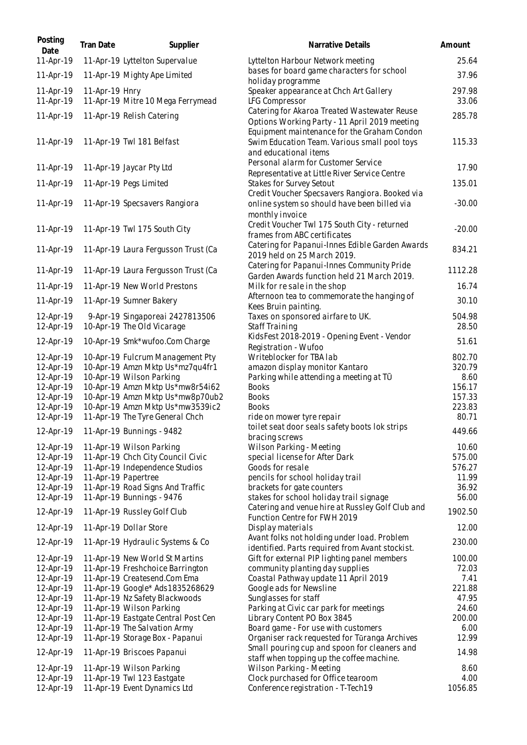| Posting Date | Tran Date | Supplier | Narrative Details | Amount |
|---|---|---|---|---|
| 11-Apr-19 | 11-Apr-19 | Lyttelton Supervalue | Lyttelton Harbour Network meeting | 25.64 |
| 11-Apr-19 | 11-Apr-19 | Mighty Ape Limited | bases for board game characters for school holiday programme | 37.96 |
| 11-Apr-19 | 11-Apr-19 | Hnry | Speaker appearance at Chch Art Gallery | 297.98 |
| 11-Apr-19 | 11-Apr-19 | Mitre 10 Mega Ferrymead | LFG Compressor | 33.06 |
| 11-Apr-19 | 11-Apr-19 | Relish Catering | Catering for Akaroa Treated Wastewater Reuse Options Working Party - 11 April 2019 meeting | 285.78 |
| 11-Apr-19 | 11-Apr-19 | Twl 181 Belfast | Equipment maintenance for the Graham Condon Swim Education Team. Various small pool toys and educational items | 115.33 |
| 11-Apr-19 | 11-Apr-19 | Jaycar Pty Ltd | Personal alarm for Customer Service Representative at Little River Service Centre | 17.90 |
| 11-Apr-19 | 11-Apr-19 | Pegs Limited | Stakes for Survey Setout | 135.01 |
| 11-Apr-19 | 11-Apr-19 | Specsavers Rangiora | Credit Voucher Specsavers Rangiora. Booked via online system so should have been billed via monthly invoice | -30.00 |
| 11-Apr-19 | 11-Apr-19 | Twl 175 South City | Credit Voucher Twl 175 South City - returned frames from ABC certificates | -20.00 |
| 11-Apr-19 | 11-Apr-19 | Laura Fergusson Trust (Ca | Catering for Papanui-Innes Edible Garden Awards 2019 held on 25 March 2019. | 834.21 |
| 11-Apr-19 | 11-Apr-19 | Laura Fergusson Trust (Ca | Catering for Papanui-Innes Community Pride Garden Awards function held 21 March 2019. | 1112.28 |
| 11-Apr-19 | 11-Apr-19 | New World Prestons | Milk for re sale in the shop | 16.74 |
| 11-Apr-19 | 11-Apr-19 | Sumner Bakery | Afternoon tea to commemorate the hanging of Kees Bruin painting. | 30.10 |
| 12-Apr-19 | 9-Apr-19 | Singaporeai 2427813506 | Taxes on sponsored airfare to UK. | 504.98 |
| 12-Apr-19 | 10-Apr-19 | The Old Vicarage | Staff Training | 28.50 |
| 12-Apr-19 | 10-Apr-19 | Smk*wufoo.Com Charge | KidsFest 2018-2019 - Opening Event - Vendor Registration - Wufoo | 51.61 |
| 12-Apr-19 | 10-Apr-19 | Fulcrum Management Pty | Writeblocker for TBA lab | 802.70 |
| 12-Apr-19 | 10-Apr-19 | Amzn Mktp Us*mz7qu4fr1 | amazon display monitor Kantaro | 320.79 |
| 12-Apr-19 | 10-Apr-19 | Wilson Parking | Parking while attending a meeting at Tū | 8.60 |
| 12-Apr-19 | 10-Apr-19 | Amzn Mktp Us*mw8r54i62 | Books | 156.17 |
| 12-Apr-19 | 10-Apr-19 | Amzn Mktp Us*mw8p70ub2 | Books | 157.33 |
| 12-Apr-19 | 10-Apr-19 | Amzn Mktp Us*mw3539ic2 | Books | 223.83 |
| 12-Apr-19 | 11-Apr-19 | The Tyre General Chch | ride on mower tyre repair | 80.71 |
| 12-Apr-19 | 11-Apr-19 | Bunnings - 9482 | toilet seat door seals safety boots lok strips bracing screws | 449.66 |
| 12-Apr-19 | 11-Apr-19 | Wilson Parking | Wilson Parking - Meeting | 10.60 |
| 12-Apr-19 | 11-Apr-19 | Chch City Council Civic | special license for After Dark | 575.00 |
| 12-Apr-19 | 11-Apr-19 | Independence Studios | Goods for resale | 576.27 |
| 12-Apr-19 | 11-Apr-19 | Papertree | pencils for school holiday trail | 11.99 |
| 12-Apr-19 | 11-Apr-19 | Road Signs And Traffic | brackets for gate counters | 36.92 |
| 12-Apr-19 | 11-Apr-19 | Bunnings - 9476 | stakes for school holiday trail signage | 56.00 |
| 12-Apr-19 | 11-Apr-19 | Russley Golf Club | Catering and venue hire at Russley Golf Club and Function Centre for FWH 2019 | 1902.50 |
| 12-Apr-19 | 11-Apr-19 | Dollar Store | Display materials | 12.00 |
| 12-Apr-19 | 11-Apr-19 | Hydraulic Systems & Co | Avant folks not holding under load. Problem identified. Parts required from Avant stockist. | 230.00 |
| 12-Apr-19 | 11-Apr-19 | New World St Martins | Gift for external PIP lighting panel members | 100.00 |
| 12-Apr-19 | 11-Apr-19 | Freshchoice Barrington | community planting day supplies | 72.03 |
| 12-Apr-19 | 11-Apr-19 | Createsend.Com Ema | Coastal Pathway update 11 April 2019 | 7.41 |
| 12-Apr-19 | 11-Apr-19 | Google* Ads1835268629 | Google ads for Newsline | 221.88 |
| 12-Apr-19 | 11-Apr-19 | Nz Safety Blackwoods | Sunglasses for staff | 47.95 |
| 12-Apr-19 | 11-Apr-19 | Wilson Parking | Parking at Civic car park for meetings | 24.60 |
| 12-Apr-19 | 11-Apr-19 | Eastgate Central Post Cen | Library Content PO Box 3845 | 200.00 |
| 12-Apr-19 | 11-Apr-19 | The Salvation Army | Board game - For use with customers | 6.00 |
| 12-Apr-19 | 11-Apr-19 | Storage Box - Papanui | Organiser rack requested for Tūranga Archives | 12.99 |
| 12-Apr-19 | 11-Apr-19 | Briscoes Papanui | Small pouring cup and spoon for cleaners and staff when topping up the coffee machine. | 14.98 |
| 12-Apr-19 | 11-Apr-19 | Wilson Parking | Wilson Parking - Meeting | 8.60 |
| 12-Apr-19 | 11-Apr-19 | Twl 123 Eastgate | Clock purchased for Office tearoom | 4.00 |
| 12-Apr-19 | 11-Apr-19 | Event Dynamics Ltd | Conference registration - T-Tech19 | 1056.85 |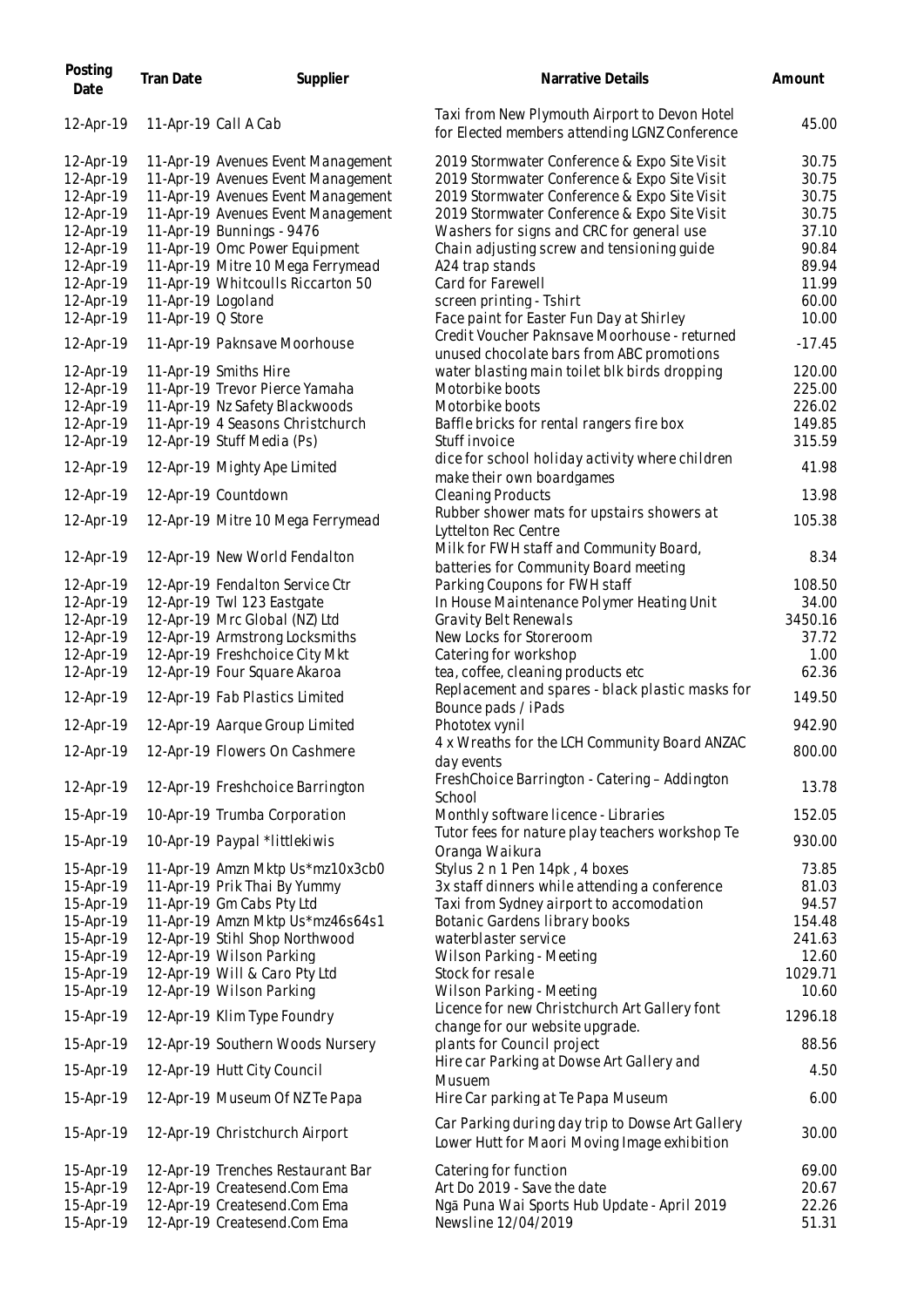| Posting Date | Tran Date | Supplier | Narrative Details | Amount |
|---|---|---|---|---|
| 12-Apr-19 | 11-Apr-19 | Call A Cab | Taxi from New Plymouth Airport to Devon Hotel for Elected members attending LGNZ Conference | 45.00 |
| 12-Apr-19 | 11-Apr-19 | Avenues Event Management | 2019 Stormwater Conference & Expo Site Visit | 30.75 |
| 12-Apr-19 | 11-Apr-19 | Avenues Event Management | 2019 Stormwater Conference & Expo Site Visit | 30.75 |
| 12-Apr-19 | 11-Apr-19 | Avenues Event Management | 2019 Stormwater Conference & Expo Site Visit | 30.75 |
| 12-Apr-19 | 11-Apr-19 | Avenues Event Management | 2019 Stormwater Conference & Expo Site Visit | 30.75 |
| 12-Apr-19 | 11-Apr-19 | Bunnings - 9476 | Washers for signs and CRC for general use | 37.10 |
| 12-Apr-19 | 11-Apr-19 | Omc Power Equipment | Chain adjusting screw and tensioning guide | 90.84 |
| 12-Apr-19 | 11-Apr-19 | Mitre 10 Mega Ferrymead | A24 trap stands | 89.94 |
| 12-Apr-19 | 11-Apr-19 | Whitcoulls Riccarton 50 | Card for Farewell | 11.99 |
| 12-Apr-19 | 11-Apr-19 | Logoland | screen printing - Tshirt | 60.00 |
| 12-Apr-19 | 11-Apr-19 | Q Store | Face paint for Easter Fun Day at Shirley | 10.00 |
| 12-Apr-19 | 11-Apr-19 | Paknsave Moorhouse | Credit Voucher Paknsave Moorhouse - returned unused chocolate bars from ABC promotions | -17.45 |
| 12-Apr-19 | 11-Apr-19 | Smiths Hire | water blasting main toilet blk birds dropping | 120.00 |
| 12-Apr-19 | 11-Apr-19 | Trevor Pierce Yamaha | Motorbike boots | 225.00 |
| 12-Apr-19 | 11-Apr-19 | Nz Safety Blackwoods | Motorbike boots | 226.02 |
| 12-Apr-19 | 11-Apr-19 | 4 Seasons Christchurch | Baffle bricks for rental rangers fire box | 149.85 |
| 12-Apr-19 | 12-Apr-19 | Stuff Media (Ps) | Stuff invoice | 315.59 |
| 12-Apr-19 | 12-Apr-19 | Mighty Ape Limited | dice for school holiday activity where children make their own boardgames | 41.98 |
| 12-Apr-19 | 12-Apr-19 | Countdown | Cleaning Products | 13.98 |
| 12-Apr-19 | 12-Apr-19 | Mitre 10 Mega Ferrymead | Rubber shower mats for upstairs showers at Lyttelton Rec Centre | 105.38 |
| 12-Apr-19 | 12-Apr-19 | New World Fendalton | Milk for FWH staff and Community Board, batteries for Community Board meeting | 8.34 |
| 12-Apr-19 | 12-Apr-19 | Fendalton Service Ctr | Parking Coupons for FWH staff | 108.50 |
| 12-Apr-19 | 12-Apr-19 | Twl 123 Eastgate | In House Maintenance Polymer Heating Unit | 34.00 |
| 12-Apr-19 | 12-Apr-19 | Mrc Global (NZ) Ltd | Gravity Belt Renewals | 3450.16 |
| 12-Apr-19 | 12-Apr-19 | Armstrong Locksmiths | New Locks for Storeroom | 37.72 |
| 12-Apr-19 | 12-Apr-19 | Freshchoice City Mkt | Catering for workshop | 1.00 |
| 12-Apr-19 | 12-Apr-19 | Four Square Akaroa | tea, coffee, cleaning products etc | 62.36 |
| 12-Apr-19 | 12-Apr-19 | Fab Plastics Limited | Replacement and spares - black plastic masks for Bounce pads / iPads | 149.50 |
| 12-Apr-19 | 12-Apr-19 | Aarque Group Limited | Phototex vynil | 942.90 |
| 12-Apr-19 | 12-Apr-19 | Flowers On Cashmere | 4 x Wreaths for the LCH Community Board ANZAC day events | 800.00 |
| 12-Apr-19 | 12-Apr-19 | Freshchoice Barrington | FreshChoice Barrington - Catering – Addington School | 13.78 |
| 15-Apr-19 | 10-Apr-19 | Trumba Corporation | Monthly software licence - Libraries | 152.05 |
| 15-Apr-19 | 10-Apr-19 | Paypal *littlekiwis | Tutor fees for nature play teachers workshop Te Oranga Waikura | 930.00 |
| 15-Apr-19 | 11-Apr-19 | Amzn Mktp Us*mz10x3cb0 | Stylus 2 n 1 Pen 14pk , 4 boxes | 73.85 |
| 15-Apr-19 | 11-Apr-19 | Prik Thai By Yummy | 3x staff dinners while attending a conference | 81.03 |
| 15-Apr-19 | 11-Apr-19 | Gm Cabs Pty Ltd | Taxi from Sydney airport to accomodation | 94.57 |
| 15-Apr-19 | 11-Apr-19 | Amzn Mktp Us*mz46s64s1 | Botanic Gardens library books | 154.48 |
| 15-Apr-19 | 12-Apr-19 | Stihl Shop Northwood | waterblaster service | 241.63 |
| 15-Apr-19 | 12-Apr-19 | Wilson Parking | Wilson Parking - Meeting | 12.60 |
| 15-Apr-19 | 12-Apr-19 | Will & Caro Pty Ltd | Stock for resale | 1029.71 |
| 15-Apr-19 | 12-Apr-19 | Wilson Parking | Wilson Parking - Meeting | 10.60 |
| 15-Apr-19 | 12-Apr-19 | Klim Type Foundry | Licence for new Christchurch Art Gallery font change for our website upgrade. | 1296.18 |
| 15-Apr-19 | 12-Apr-19 | Southern Woods Nursery | plants for Council project | 88.56 |
| 15-Apr-19 | 12-Apr-19 | Hutt City Council | Hire car Parking at Dowse Art Gallery and Musuem | 4.50 |
| 15-Apr-19 | 12-Apr-19 | Museum Of NZ Te Papa | Hire Car parking at Te Papa Museum | 6.00 |
| 15-Apr-19 | 12-Apr-19 | Christchurch Airport | Car Parking during day trip to Dowse Art Gallery Lower Hutt for Maori Moving Image exhibition | 30.00 |
| 15-Apr-19 | 12-Apr-19 | Trenches Restaurant Bar | Catering for function | 69.00 |
| 15-Apr-19 | 12-Apr-19 | Createsend.Com Ema | Art Do 2019 - Save the date | 20.67 |
| 15-Apr-19 | 12-Apr-19 | Createsend.Com Ema | Ngā Puna Wai Sports Hub Update - April 2019 | 22.26 |
| 15-Apr-19 | 12-Apr-19 | Createsend.Com Ema | Newsline 12/04/2019 | 51.31 |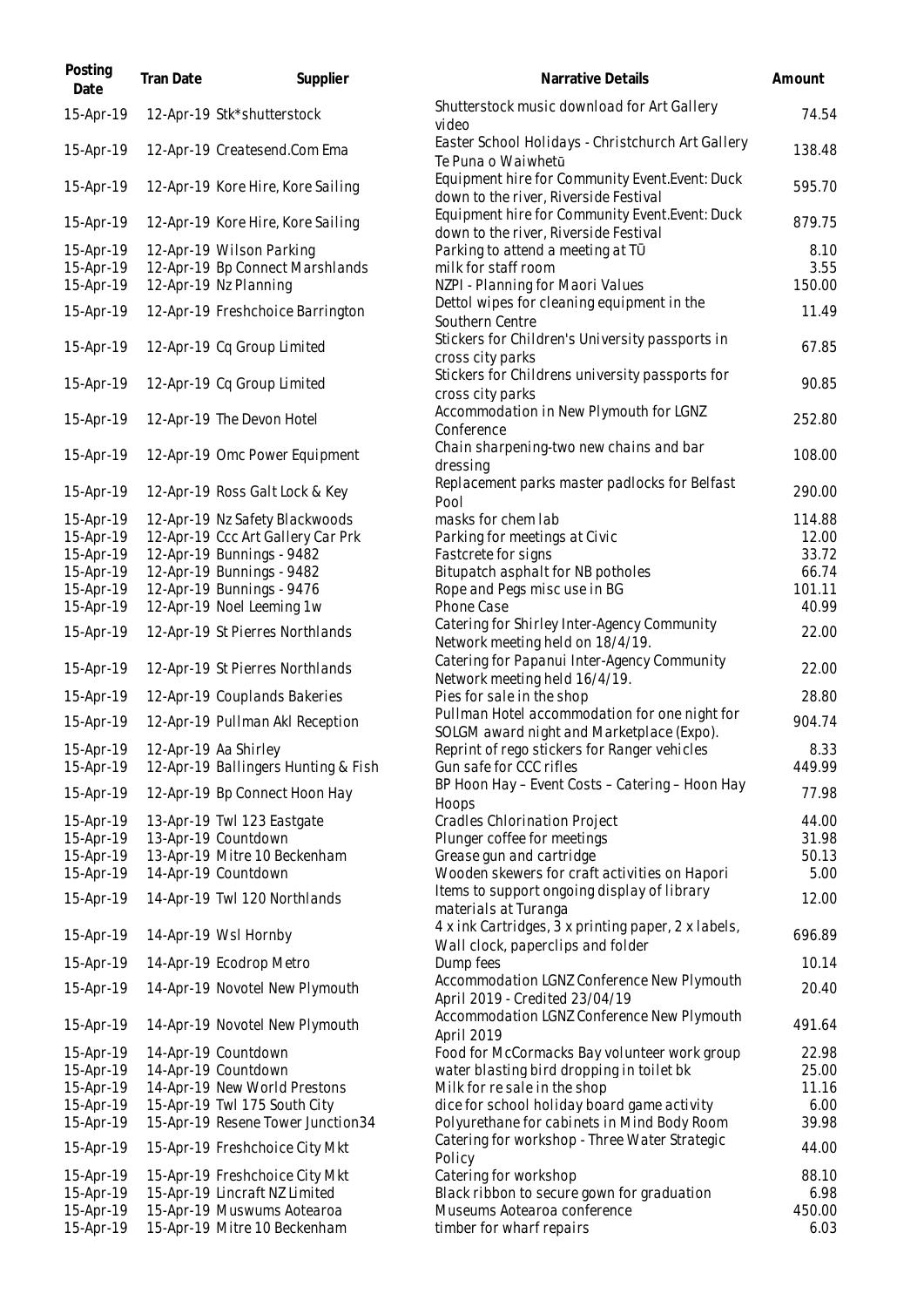| Posting Date | Tran Date | Supplier | Narrative Details | Amount |
|---|---|---|---|---|
| 15-Apr-19 | 12-Apr-19 | Stk*shutterstock | Shutterstock music download for Art Gallery video | 74.54 |
| 15-Apr-19 | 12-Apr-19 | Createsend.Com Ema | Easter School Holidays - Christchurch Art Gallery Te Puna o Waiwhetū | 138.48 |
| 15-Apr-19 | 12-Apr-19 | Kore Hire, Kore Sailing | Equipment hire for Community Event.Event: Duck down to the river, Riverside Festival | 595.70 |
| 15-Apr-19 | 12-Apr-19 | Kore Hire, Kore Sailing | Equipment hire for Community Event.Event: Duck down to the river, Riverside Festival | 879.75 |
| 15-Apr-19 | 12-Apr-19 | Wilson Parking | Parking to attend a meeting at TŪ | 8.10 |
| 15-Apr-19 | 12-Apr-19 | Bp Connect Marshlands | milk for staff room | 3.55 |
| 15-Apr-19 | 12-Apr-19 | Nz Planning | NZPI - Planning for Maori Values | 150.00 |
| 15-Apr-19 | 12-Apr-19 | Freshchoice Barrington | Dettol wipes for cleaning equipment in the Southern Centre | 11.49 |
| 15-Apr-19 | 12-Apr-19 | Cq Group Limited | Stickers for Children's University passports in cross city parks | 67.85 |
| 15-Apr-19 | 12-Apr-19 | Cq Group Limited | Stickers for Childrens university passports for cross city parks | 90.85 |
| 15-Apr-19 | 12-Apr-19 | The Devon Hotel | Accommodation in New Plymouth for LGNZ Conference | 252.80 |
| 15-Apr-19 | 12-Apr-19 | Omc Power Equipment | Chain sharpening-two new chains and bar dressing | 108.00 |
| 15-Apr-19 | 12-Apr-19 | Ross Galt Lock & Key | Replacement parks master padlocks for Belfast Pool | 290.00 |
| 15-Apr-19 | 12-Apr-19 | Nz Safety Blackwoods | masks for chem lab | 114.88 |
| 15-Apr-19 | 12-Apr-19 | Ccc Art Gallery Car Prk | Parking for meetings at Civic | 12.00 |
| 15-Apr-19 | 12-Apr-19 | Bunnings - 9482 | Fastcrete for signs | 33.72 |
| 15-Apr-19 | 12-Apr-19 | Bunnings - 9482 | Bitupatch asphalt for NB potholes | 66.74 |
| 15-Apr-19 | 12-Apr-19 | Bunnings - 9476 | Rope and Pegs misc use in BG | 101.11 |
| 15-Apr-19 | 12-Apr-19 | Noel Leeming 1w | Phone Case | 40.99 |
| 15-Apr-19 | 12-Apr-19 | St Pierres Northlands | Catering for Shirley Inter-Agency Community Network meeting held on 18/4/19. | 22.00 |
| 15-Apr-19 | 12-Apr-19 | St Pierres Northlands | Catering for Papanui Inter-Agency Community Network meeting held 16/4/19. | 22.00 |
| 15-Apr-19 | 12-Apr-19 | Couplands Bakeries | Pies for sale in the shop | 28.80 |
| 15-Apr-19 | 12-Apr-19 | Pullman Akl Reception | Pullman Hotel accommodation for one night for SOLGM award night and Marketplace (Expo). | 904.74 |
| 15-Apr-19 | 12-Apr-19 | Aa Shirley | Reprint of rego stickers for Ranger vehicles | 8.33 |
| 15-Apr-19 | 12-Apr-19 | Ballingers Hunting & Fish | Gun safe for CCC rifles | 449.99 |
| 15-Apr-19 | 12-Apr-19 | Bp Connect Hoon Hay | BP Hoon Hay – Event Costs – Catering – Hoon Hay Hoops | 77.98 |
| 15-Apr-19 | 13-Apr-19 | Twl 123 Eastgate | Cradles Chlorination Project | 44.00 |
| 15-Apr-19 | 13-Apr-19 | Countdown | Plunger coffee for meetings | 31.98 |
| 15-Apr-19 | 13-Apr-19 | Mitre 10 Beckenham | Grease gun and cartridge | 50.13 |
| 15-Apr-19 | 14-Apr-19 | Countdown | Wooden skewers for craft activities on Hapori | 5.00 |
| 15-Apr-19 | 14-Apr-19 | Twl 120 Northlands | Items to support ongoing display of library materials at Turanga | 12.00 |
| 15-Apr-19 | 14-Apr-19 | Wsl Hornby | 4 x ink Cartridges, 3 x printing paper, 2 x labels, Wall clock, paperclips and folder | 696.89 |
| 15-Apr-19 | 14-Apr-19 | Ecodrop Metro | Dump fees | 10.14 |
| 15-Apr-19 | 14-Apr-19 | Novotel New Plymouth | Accommodation LGNZ Conference New Plymouth April 2019 - Credited 23/04/19 | 20.40 |
| 15-Apr-19 | 14-Apr-19 | Novotel New Plymouth | Accommodation LGNZ Conference New Plymouth April 2019 | 491.64 |
| 15-Apr-19 | 14-Apr-19 | Countdown | Food for McCormacks Bay volunteer work group | 22.98 |
| 15-Apr-19 | 14-Apr-19 | Countdown | water blasting bird dropping in toilet bk | 25.00 |
| 15-Apr-19 | 14-Apr-19 | New World Prestons | Milk for re sale in the shop | 11.16 |
| 15-Apr-19 | 15-Apr-19 | Twl 175 South City | dice for school holiday board game activity | 6.00 |
| 15-Apr-19 | 15-Apr-19 | Resene Tower Junction34 | Polyurethane for cabinets in Mind Body Room | 39.98 |
| 15-Apr-19 | 15-Apr-19 | Freshchoice City Mkt | Catering for workshop - Three Water Strategic Policy | 44.00 |
| 15-Apr-19 | 15-Apr-19 | Freshchoice City Mkt | Catering for workshop | 88.10 |
| 15-Apr-19 | 15-Apr-19 | Lincraft NZ Limited | Black ribbon to secure gown for graduation | 6.98 |
| 15-Apr-19 | 15-Apr-19 | Muswums Aotearoa | Museums Aotearoa conference | 450.00 |
| 15-Apr-19 | 15-Apr-19 | Mitre 10 Beckenham | timber for wharf repairs | 6.03 |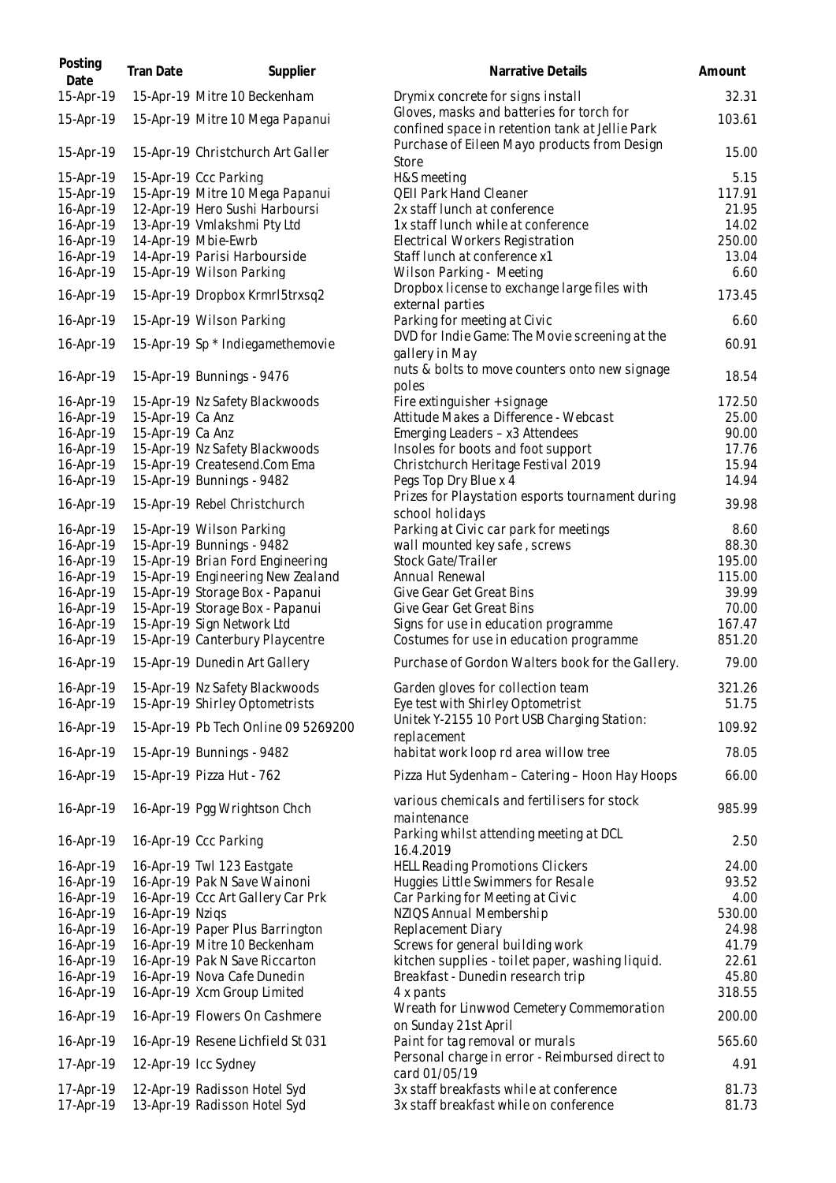| Posting Date | Tran Date | Supplier | Narrative Details | Amount |
|---|---|---|---|---|
| 15-Apr-19 | 15-Apr-19 | Mitre 10 Beckenham | Drymix concrete for signs install | 32.31 |
| 15-Apr-19 | 15-Apr-19 | Mitre 10 Mega Papanui | Gloves, masks and batteries for torch for confined space in retention tank at Jellie Park | 103.61 |
| 15-Apr-19 | 15-Apr-19 | Christchurch Art Galler | Purchase of Eileen Mayo products from Design Store | 15.00 |
| 15-Apr-19 | 15-Apr-19 | Ccc Parking | H&S meeting | 5.15 |
| 15-Apr-19 | 15-Apr-19 | Mitre 10 Mega Papanui | QEII Park Hand Cleaner | 117.91 |
| 16-Apr-19 | 12-Apr-19 | Hero Sushi Harboursi | 2x staff lunch at conference | 21.95 |
| 16-Apr-19 | 13-Apr-19 | Vmlakshmi Pty Ltd | 1x staff lunch while at conference | 14.02 |
| 16-Apr-19 | 14-Apr-19 | Mbie-Ewrb | Electrical Workers Registration | 250.00 |
| 16-Apr-19 | 14-Apr-19 | Parisi Harbourside | Staff lunch at conference x1 | 13.04 |
| 16-Apr-19 | 15-Apr-19 | Wilson Parking | Wilson Parking - Meeting | 6.60 |
| 16-Apr-19 | 15-Apr-19 | Dropbox Krmrl5trxsq2 | Dropbox license to exchange large files with external parties | 173.45 |
| 16-Apr-19 | 15-Apr-19 | Wilson Parking | Parking for meeting at Civic | 6.60 |
| 16-Apr-19 | 15-Apr-19 | Sp * Indiegamethemovie | DVD for Indie Game: The Movie screening at the gallery in May | 60.91 |
| 16-Apr-19 | 15-Apr-19 | Bunnings - 9476 | nuts & bolts to move counters onto new signage poles | 18.54 |
| 16-Apr-19 | 15-Apr-19 | Nz Safety Blackwoods | Fire extinguisher + signage | 172.50 |
| 16-Apr-19 | 15-Apr-19 | Ca Anz | Attitude Makes a Difference - Webcast | 25.00 |
| 16-Apr-19 | 15-Apr-19 | Ca Anz | Emerging Leaders – x3 Attendees | 90.00 |
| 16-Apr-19 | 15-Apr-19 | Nz Safety Blackwoods | Insoles for boots and foot support | 17.76 |
| 16-Apr-19 | 15-Apr-19 | Createsend.Com Ema | Christchurch Heritage Festival 2019 | 15.94 |
| 16-Apr-19 | 15-Apr-19 | Bunnings - 9482 | Pegs Top Dry Blue x 4 | 14.94 |
| 16-Apr-19 | 15-Apr-19 | Rebel Christchurch | Prizes for Playstation esports tournament during school holidays | 39.98 |
| 16-Apr-19 | 15-Apr-19 | Wilson Parking | Parking at Civic car park for meetings | 8.60 |
| 16-Apr-19 | 15-Apr-19 | Bunnings - 9482 | wall mounted key safe , screws | 88.30 |
| 16-Apr-19 | 15-Apr-19 | Brian Ford Engineering | Stock Gate/Trailer | 195.00 |
| 16-Apr-19 | 15-Apr-19 | Engineering New Zealand | Annual Renewal | 115.00 |
| 16-Apr-19 | 15-Apr-19 | Storage Box - Papanui | Give Gear Get Great Bins | 39.99 |
| 16-Apr-19 | 15-Apr-19 | Storage Box - Papanui | Give Gear Get Great Bins | 70.00 |
| 16-Apr-19 | 15-Apr-19 | Sign Network Ltd | Signs for use in education programme | 167.47 |
| 16-Apr-19 | 15-Apr-19 | Canterbury Playcentre | Costumes for use in education programme | 851.20 |
| 16-Apr-19 | 15-Apr-19 | Dunedin Art Gallery | Purchase of Gordon Walters book for the Gallery. | 79.00 |
| 16-Apr-19 | 15-Apr-19 | Nz Safety Blackwoods | Garden gloves for collection team | 321.26 |
| 16-Apr-19 | 15-Apr-19 | Shirley Optometrists | Eye test with Shirley Optometrist | 51.75 |
| 16-Apr-19 | 15-Apr-19 | Pb Tech Online 09 5269200 | Unitek Y-2155 10 Port USB Charging Station: replacement | 109.92 |
| 16-Apr-19 | 15-Apr-19 | Bunnings - 9482 | habitat work loop rd area willow tree | 78.05 |
| 16-Apr-19 | 15-Apr-19 | Pizza Hut - 762 | Pizza Hut Sydenham – Catering – Hoon Hay Hoops | 66.00 |
| 16-Apr-19 | 16-Apr-19 | Pgg Wrightson Chch | various chemicals and fertilisers for stock maintenance | 985.99 |
| 16-Apr-19 | 16-Apr-19 | Ccc Parking | Parking whilst attending meeting at DCL 16.4.2019 | 2.50 |
| 16-Apr-19 | 16-Apr-19 | Twl 123 Eastgate | HELL Reading Promotions Clickers | 24.00 |
| 16-Apr-19 | 16-Apr-19 | Pak N Save Wainoni | Huggies Little Swimmers for Resale | 93.52 |
| 16-Apr-19 | 16-Apr-19 | Ccc Art Gallery Car Prk | Car Parking for Meeting at Civic | 4.00 |
| 16-Apr-19 | 16-Apr-19 | Nziqs | NZIQS Annual Membership | 530.00 |
| 16-Apr-19 | 16-Apr-19 | Paper Plus Barrington | Replacement Diary | 24.98 |
| 16-Apr-19 | 16-Apr-19 | Mitre 10 Beckenham | Screws for general building work | 41.79 |
| 16-Apr-19 | 16-Apr-19 | Pak N Save Riccarton | kitchen supplies - toilet paper, washing liquid. | 22.61 |
| 16-Apr-19 | 16-Apr-19 | Nova Cafe Dunedin | Breakfast - Dunedin research trip | 45.80 |
| 16-Apr-19 | 16-Apr-19 | Xcm Group Limited | 4 x pants | 318.55 |
| 16-Apr-19 | 16-Apr-19 | Flowers On Cashmere | Wreath for Linwwod Cemetery Commemoration on Sunday 21st April | 200.00 |
| 16-Apr-19 | 16-Apr-19 | Resene Lichfield St 031 | Paint for tag removal or murals | 565.60 |
| 17-Apr-19 | 12-Apr-19 | Icc Sydney | Personal charge in error - Reimbursed direct to card 01/05/19 | 4.91 |
| 17-Apr-19 | 12-Apr-19 | Radisson Hotel Syd | 3x staff breakfasts while at conference | 81.73 |
| 17-Apr-19 | 13-Apr-19 | Radisson Hotel Syd | 3x staff breakfast while on conference | 81.73 |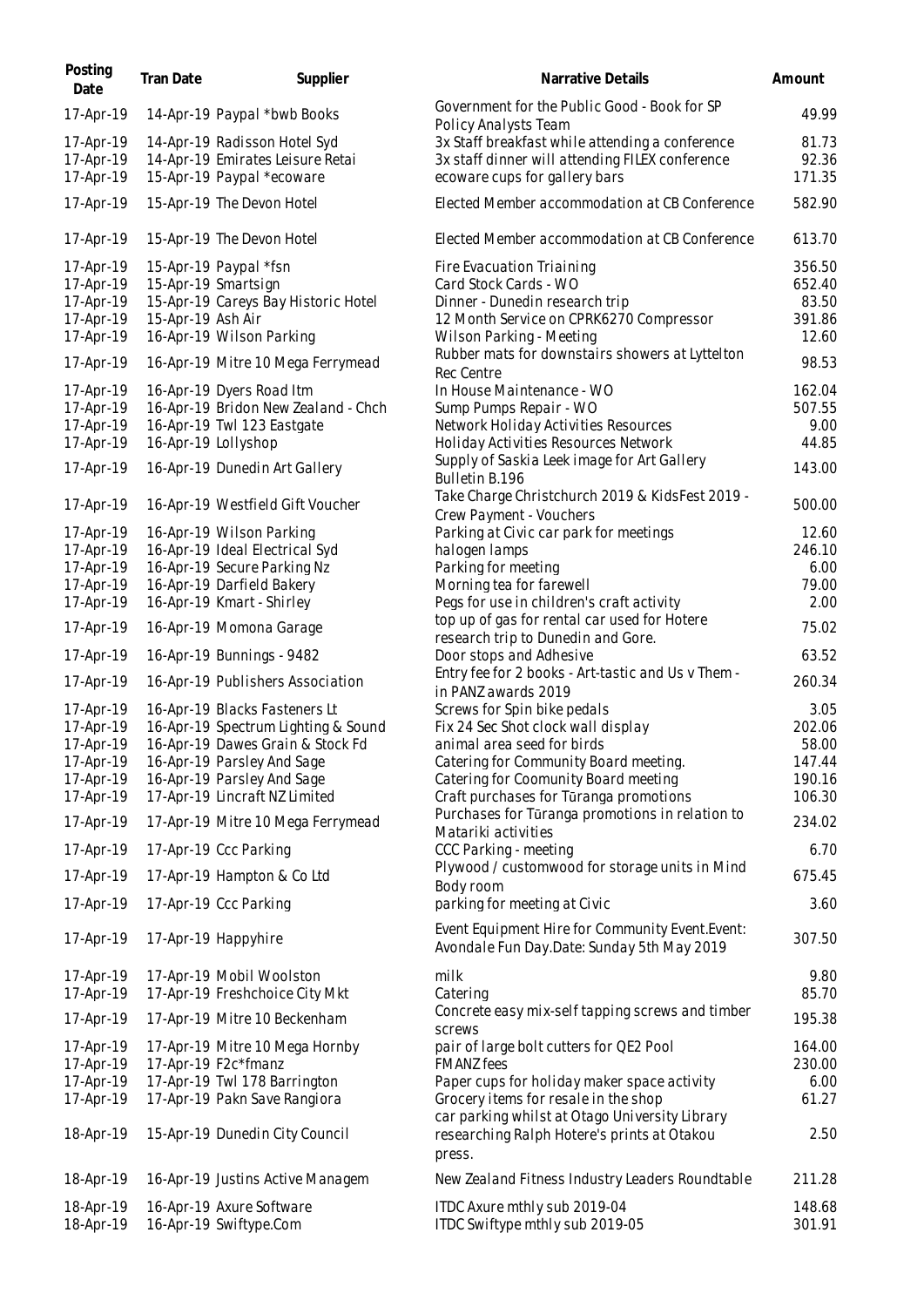| Posting Date | Tran Date | Supplier | Narrative Details | Amount |
|---|---|---|---|---|
| 17-Apr-19 | 14-Apr-19 | Paypal *bwb Books | Government for the Public Good - Book for SP Policy Analysts Team | 49.99 |
| 17-Apr-19 | 14-Apr-19 | Radisson Hotel Syd | 3x Staff breakfast while attending a conference | 81.73 |
| 17-Apr-19 | 14-Apr-19 | Emirates Leisure Retai | 3x staff dinner will attending FILEX conference | 92.36 |
| 17-Apr-19 | 15-Apr-19 | Paypal *ecoware | ecoware cups for gallery bars | 171.35 |
| 17-Apr-19 | 15-Apr-19 | The Devon Hotel | Elected Member accommodation at CB Conference | 582.90 |
| 17-Apr-19 | 15-Apr-19 | The Devon Hotel | Elected Member accommodation at CB Conference | 613.70 |
| 17-Apr-19 | 15-Apr-19 | Paypal *fsn | Fire Evacuation Triaining | 356.50 |
| 17-Apr-19 | 15-Apr-19 | Smartsign | Card Stock Cards - WO | 652.40 |
| 17-Apr-19 | 15-Apr-19 | Careys Bay Historic Hotel | Dinner - Dunedin research trip | 83.50 |
| 17-Apr-19 | 15-Apr-19 | Ash Air | 12 Month Service on CPRK6270 Compressor | 391.86 |
| 17-Apr-19 | 16-Apr-19 | Wilson Parking | Wilson Parking - Meeting | 12.60 |
| 17-Apr-19 | 16-Apr-19 | Mitre 10 Mega Ferrymead | Rubber mats for downstairs showers at Lyttelton Rec Centre | 98.53 |
| 17-Apr-19 | 16-Apr-19 | Dyers Road Itm | In House Maintenance - WO | 162.04 |
| 17-Apr-19 | 16-Apr-19 | Bridon New Zealand - Chch | Sump Pumps Repair - WO | 507.55 |
| 17-Apr-19 | 16-Apr-19 | Twl 123 Eastgate | Network Holiday Activities Resources | 9.00 |
| 17-Apr-19 | 16-Apr-19 | Lollyshop | Holiday Activities Resources Network | 44.85 |
| 17-Apr-19 | 16-Apr-19 | Dunedin Art Gallery | Supply of Saskia Leek image for Art Gallery Bulletin B.196 | 143.00 |
| 17-Apr-19 | 16-Apr-19 | Westfield Gift Voucher | Take Charge Christchurch 2019 & KidsFest 2019 - Crew Payment - Vouchers | 500.00 |
| 17-Apr-19 | 16-Apr-19 | Wilson Parking | Parking at Civic car park for meetings | 12.60 |
| 17-Apr-19 | 16-Apr-19 | Ideal Electrical Syd | halogen lamps | 246.10 |
| 17-Apr-19 | 16-Apr-19 | Secure Parking Nz | Parking for meeting | 6.00 |
| 17-Apr-19 | 16-Apr-19 | Darfield Bakery | Morning tea for farewell | 79.00 |
| 17-Apr-19 | 16-Apr-19 | Kmart - Shirley | Pegs for use in children's craft activity | 2.00 |
| 17-Apr-19 | 16-Apr-19 | Momona Garage | top up of gas for rental car used for Hotere research trip to Dunedin and Gore. | 75.02 |
| 17-Apr-19 | 16-Apr-19 | Bunnings - 9482 | Door stops and Adhesive | 63.52 |
| 17-Apr-19 | 16-Apr-19 | Publishers Association | Entry fee for 2 books - Art-tastic and Us v Them - in PANZ awards 2019 | 260.34 |
| 17-Apr-19 | 16-Apr-19 | Blacks Fasteners Lt | Screws for Spin bike pedals | 3.05 |
| 17-Apr-19 | 16-Apr-19 | Spectrum Lighting & Sound | Fix 24 Sec Shot clock wall display | 202.06 |
| 17-Apr-19 | 16-Apr-19 | Dawes Grain & Stock Fd | animal area seed for birds | 58.00 |
| 17-Apr-19 | 16-Apr-19 | Parsley And Sage | Catering for Community Board meeting. | 147.44 |
| 17-Apr-19 | 16-Apr-19 | Parsley And Sage | Catering for Coomunity Board meeting | 190.16 |
| 17-Apr-19 | 17-Apr-19 | Lincraft NZ Limited | Craft purchases for Tūranga promotions | 106.30 |
| 17-Apr-19 | 17-Apr-19 | Mitre 10 Mega Ferrymead | Purchases for Tūranga promotions in relation to Matariki activities | 234.02 |
| 17-Apr-19 | 17-Apr-19 | Ccc Parking | CCC Parking - meeting | 6.70 |
| 17-Apr-19 | 17-Apr-19 | Hampton & Co Ltd | Plywood / customwood for storage units in Mind Body room | 675.45 |
| 17-Apr-19 | 17-Apr-19 | Ccc Parking | parking for meeting at Civic | 3.60 |
| 17-Apr-19 | 17-Apr-19 | Happyhire | Event Equipment Hire for Community Event.Event: Avondale Fun Day.Date: Sunday 5th May 2019 | 307.50 |
| 17-Apr-19 | 17-Apr-19 | Mobil Woolston | milk | 9.80 |
| 17-Apr-19 | 17-Apr-19 | Freshchoice City Mkt | Catering | 85.70 |
| 17-Apr-19 | 17-Apr-19 | Mitre 10 Beckenham | Concrete easy mix-self tapping screws and timber screws | 195.38 |
| 17-Apr-19 | 17-Apr-19 | Mitre 10 Mega Hornby | pair of large bolt cutters for QE2 Pool | 164.00 |
| 17-Apr-19 | 17-Apr-19 | F2c*fmanz | FMANZ fees | 230.00 |
| 17-Apr-19 | 17-Apr-19 | Twl 178 Barrington | Paper cups for holiday maker space activity | 6.00 |
| 17-Apr-19 | 17-Apr-19 | Pakn Save Rangiora | Grocery items for resale in the shop | 61.27 |
| 18-Apr-19 | 15-Apr-19 | Dunedin City Council | car parking whilst at Otago University Library researching Ralph Hotere's prints at Otakou press. | 2.50 |
| 18-Apr-19 | 16-Apr-19 | Justins Active Managem | New Zealand Fitness Industry Leaders Roundtable | 211.28 |
| 18-Apr-19 | 16-Apr-19 | Axure Software | ITDC Axure mthly sub 2019-04 | 148.68 |
| 18-Apr-19 | 16-Apr-19 | Swiftype.Com | ITDC Swiftype mthly sub 2019-05 | 301.91 |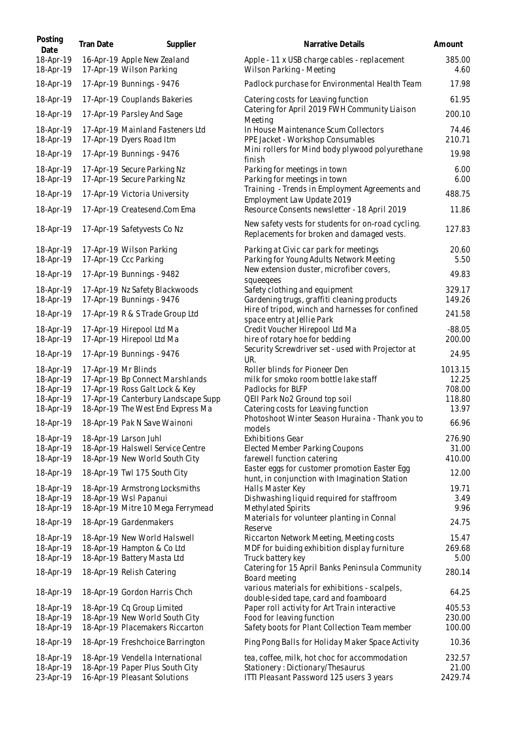| Posting Date | Tran Date | Supplier | Narrative Details | Amount |
|---|---|---|---|---|
| 18-Apr-19 | 16-Apr-19 | Apple New Zealand | Apple - 11 x USB charge cables - replacement | 385.00 |
| 18-Apr-19 | 17-Apr-19 | Wilson Parking | Wilson Parking - Meeting | 4.60 |
| 18-Apr-19 | 17-Apr-19 | Bunnings - 9476 | Padlock purchase for Environmental Health Team | 17.98 |
| 18-Apr-19 | 17-Apr-19 | Couplands Bakeries | Catering costs for Leaving function | 61.95 |
| 18-Apr-19 | 17-Apr-19 | Parsley And Sage | Catering for April 2019 FWH Community Liaison Meeting | 200.10 |
| 18-Apr-19 | 17-Apr-19 | Mainland Fasteners Ltd | In House Maintenance Scum Collectors | 74.46 |
| 18-Apr-19 | 17-Apr-19 | Dyers Road Itm | PPE Jacket - Workshop Consumables | 210.71 |
| 18-Apr-19 | 17-Apr-19 | Bunnings - 9476 | Mini rollers for Mind body plywood polyurethane finish | 19.98 |
| 18-Apr-19 | 17-Apr-19 | Secure Parking Nz | Parking for meetings in town | 6.00 |
| 18-Apr-19 | 17-Apr-19 | Secure Parking Nz | Parking for meetings in town | 6.00 |
| 18-Apr-19 | 17-Apr-19 | Victoria University | Training - Trends in Employment Agreements and Employment Law Update 2019 | 488.75 |
| 18-Apr-19 | 17-Apr-19 | Createsend.Com Ema | Resource Consents newsletter - 18 April 2019 | 11.86 |
| 18-Apr-19 | 17-Apr-19 | Safetyvests Co Nz | New safety vests for students for on-road cycling. Replacements for broken and damaged vests. | 127.83 |
| 18-Apr-19 | 17-Apr-19 | Wilson Parking | Parking at Civic car park for meetings | 20.60 |
| 18-Apr-19 | 17-Apr-19 | Ccc Parking | Parking for Young Adults Network Meeting | 5.50 |
| 18-Apr-19 | 17-Apr-19 | Bunnings - 9482 | New extension duster, microfiber covers, squeeqees | 49.83 |
| 18-Apr-19 | 17-Apr-19 | Nz Safety Blackwoods | Safety clothing and equipment | 329.17 |
| 18-Apr-19 | 17-Apr-19 | Bunnings - 9476 | Gardening trugs, graffiti cleaning products | 149.26 |
| 18-Apr-19 | 17-Apr-19 | R & S Trade Group Ltd | Hire of tripod, winch and harnesses for confined space entry at Jellie Park | 241.58 |
| 18-Apr-19 | 17-Apr-19 | Hirepool Ltd Ma | Credit Voucher Hirepool Ltd Ma | -88.05 |
| 18-Apr-19 | 17-Apr-19 | Hirepool Ltd Ma | hire of rotary hoe for bedding | 200.00 |
| 18-Apr-19 | 17-Apr-19 | Bunnings - 9476 | Security Screwdriver set - used with Projector at UR. | 24.95 |
| 18-Apr-19 | 17-Apr-19 | Mr Blinds | Roller blinds for Pioneer Den | 1013.15 |
| 18-Apr-19 | 17-Apr-19 | Bp Connect Marshlands | milk for smoko room bottle lake staff | 12.25 |
| 18-Apr-19 | 17-Apr-19 | Ross Galt Lock & Key | Padlocks for BLFP | 708.00 |
| 18-Apr-19 | 17-Apr-19 | Canterbury Landscape Supp | QEII Park No2 Ground top soil | 118.80 |
| 18-Apr-19 | 18-Apr-19 | The West End Express Ma | Catering costs for Leaving function | 13.97 |
| 18-Apr-19 | 18-Apr-19 | Pak N Save Wainoni | Photoshoot Winter Season Huraina - Thank you to models | 66.96 |
| 18-Apr-19 | 18-Apr-19 | Larson Juhl | Exhibitions Gear | 276.90 |
| 18-Apr-19 | 18-Apr-19 | Halswell Service Centre | Elected Member Parking Coupons | 31.00 |
| 18-Apr-19 | 18-Apr-19 | New World South City | farewell function catering | 410.00 |
| 18-Apr-19 | 18-Apr-19 | Twl 175 South City | Easter eggs for customer promotion Easter Egg hunt, in conjunction with Imagination Station | 12.00 |
| 18-Apr-19 | 18-Apr-19 | Armstrong Locksmiths | Halls Master Key | 19.71 |
| 18-Apr-19 | 18-Apr-19 | Wsl Papanui | Dishwashing liquid required for staffroom | 3.49 |
| 18-Apr-19 | 18-Apr-19 | Mitre 10 Mega Ferrymead | Methylated Spirits | 9.96 |
| 18-Apr-19 | 18-Apr-19 | Gardenmakers | Materials for volunteer planting in Connal Reserve | 24.75 |
| 18-Apr-19 | 18-Apr-19 | New World Halswell | Riccarton Network Meeting, Meeting costs | 15.47 |
| 18-Apr-19 | 18-Apr-19 | Hampton & Co Ltd | MDF for buiding exhibition display furniture | 269.68 |
| 18-Apr-19 | 18-Apr-19 | Battery Masta Ltd | Truck battery key | 5.00 |
| 18-Apr-19 | 18-Apr-19 | Relish Catering | Catering for 15 April Banks Peninsula Community Board meeting | 280.14 |
| 18-Apr-19 | 18-Apr-19 | Gordon Harris Chch | various materials for exhibitions - scalpels, double-sided tape, card and foamboard | 64.25 |
| 18-Apr-19 | 18-Apr-19 | Cq Group Limited | Paper roll activity for Art Train interactive | 405.53 |
| 18-Apr-19 | 18-Apr-19 | New World South City | Food for leaving function | 230.00 |
| 18-Apr-19 | 18-Apr-19 | Placemakers Riccarton | Safety boots for Plant Collection Team member | 100.00 |
| 18-Apr-19 | 18-Apr-19 | Freshchoice Barrington | Ping Pong Balls for Holiday Maker Space Activity | 10.36 |
| 18-Apr-19 | 18-Apr-19 | Vendella International | tea, coffee, milk, hot choc for accommodation | 232.57 |
| 18-Apr-19 | 18-Apr-19 | Paper Plus South City | Stationery : Dictionary/Thesaurus | 21.00 |
| 23-Apr-19 | 16-Apr-19 | Pleasant Solutions | ITTI Pleasant Password 125 users 3 years | 2429.74 |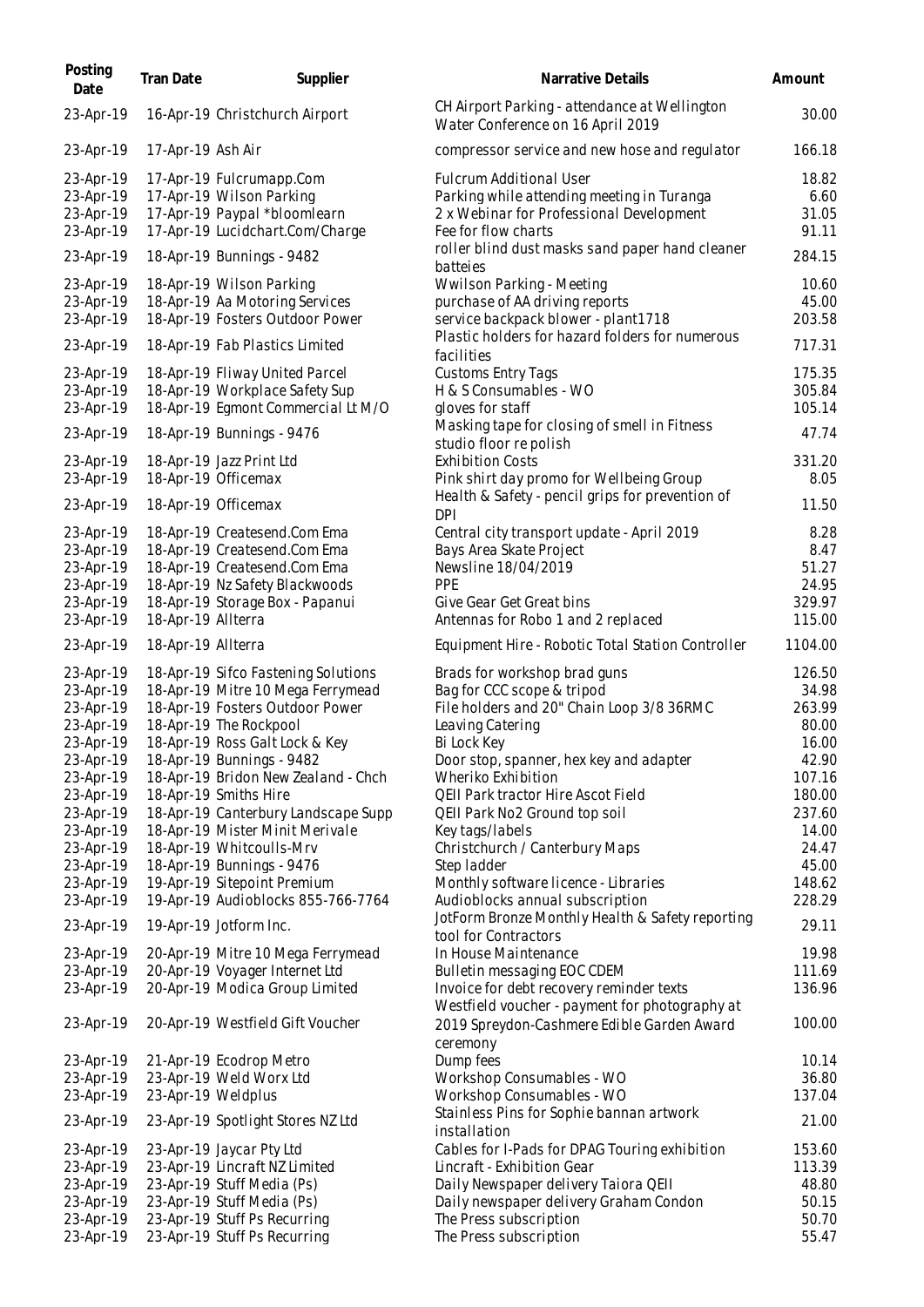| Posting Date | Tran Date | Supplier | Narrative Details | Amount |
|---|---|---|---|---|
| 23-Apr-19 | 16-Apr-19 | Christchurch Airport | CH Airport Parking - attendance at Wellington Water Conference on 16 April 2019 | 30.00 |
| 23-Apr-19 | 17-Apr-19 | Ash Air | compressor service and new hose and regulator | 166.18 |
| 23-Apr-19 | 17-Apr-19 | Fulcrumapp.Com | Fulcrum Additional User | 18.82 |
| 23-Apr-19 | 17-Apr-19 | Wilson Parking | Parking while attending meeting in Turanga | 6.60 |
| 23-Apr-19 | 17-Apr-19 | Paypal *bloomlearn | 2 x Webinar for Professional Development | 31.05 |
| 23-Apr-19 | 17-Apr-19 | Lucidchart.Com/Charge | Fee for flow charts | 91.11 |
| 23-Apr-19 | 18-Apr-19 | Bunnings - 9482 | roller blind dust masks sand paper hand cleaner batteies | 284.15 |
| 23-Apr-19 | 18-Apr-19 | Wilson Parking | Wwilson Parking - Meeting | 10.60 |
| 23-Apr-19 | 18-Apr-19 | Aa Motoring Services | purchase of AA driving reports | 45.00 |
| 23-Apr-19 | 18-Apr-19 | Fosters Outdoor Power | service backpack blower - plant1718 | 203.58 |
| 23-Apr-19 | 18-Apr-19 | Fab Plastics Limited | Plastic holders for hazard folders for numerous facilities | 717.31 |
| 23-Apr-19 | 18-Apr-19 | Fliway United Parcel | Customs Entry Tags | 175.35 |
| 23-Apr-19 | 18-Apr-19 | Workplace Safety Sup | H & S Consumables - WO | 305.84 |
| 23-Apr-19 | 18-Apr-19 | Egmont Commercial Lt M/O | gloves for staff | 105.14 |
| 23-Apr-19 | 18-Apr-19 | Bunnings - 9476 | Masking tape for closing of smell in Fitness studio floor re polish | 47.74 |
| 23-Apr-19 | 18-Apr-19 | Jazz Print Ltd | Exhibition Costs | 331.20 |
| 23-Apr-19 | 18-Apr-19 | Officemax | Pink shirt day promo for Wellbeing Group | 8.05 |
| 23-Apr-19 | 18-Apr-19 | Officemax | Health & Safety - pencil grips for prevention of DPI | 11.50 |
| 23-Apr-19 | 18-Apr-19 | Createsend.Com Ema | Central city transport update - April 2019 | 8.28 |
| 23-Apr-19 | 18-Apr-19 | Createsend.Com Ema | Bays Area Skate Project | 8.47 |
| 23-Apr-19 | 18-Apr-19 | Createsend.Com Ema | Newsline 18/04/2019 | 51.27 |
| 23-Apr-19 | 18-Apr-19 | Nz Safety Blackwoods | PPE | 24.95 |
| 23-Apr-19 | 18-Apr-19 | Storage Box - Papanui | Give Gear Get Great bins | 329.97 |
| 23-Apr-19 | 18-Apr-19 | Allterra | Antennas for Robo 1 and 2 replaced | 115.00 |
| 23-Apr-19 | 18-Apr-19 | Allterra | Equipment Hire - Robotic Total Station Controller | 1104.00 |
| 23-Apr-19 | 18-Apr-19 | Sifco Fastening Solutions | Brads for workshop brad guns | 126.50 |
| 23-Apr-19 | 18-Apr-19 | Mitre 10 Mega Ferrymead | Bag for CCC scope & tripod | 34.98 |
| 23-Apr-19 | 18-Apr-19 | Fosters Outdoor Power | File holders and 20" Chain Loop 3/8 36RMC | 263.99 |
| 23-Apr-19 | 18-Apr-19 | The Rockpool | Leaving Catering | 80.00 |
| 23-Apr-19 | 18-Apr-19 | Ross Galt Lock & Key | Bi Lock Key | 16.00 |
| 23-Apr-19 | 18-Apr-19 | Bunnings - 9482 | Door stop, spanner, hex key and adapter | 42.90 |
| 23-Apr-19 | 18-Apr-19 | Bridon New Zealand - Chch | Wheriko Exhibition | 107.16 |
| 23-Apr-19 | 18-Apr-19 | Smiths Hire | QEII Park tractor Hire Ascot Field | 180.00 |
| 23-Apr-19 | 18-Apr-19 | Canterbury Landscape Supp | QEII Park No2 Ground top soil | 237.60 |
| 23-Apr-19 | 18-Apr-19 | Mister Minit Merivale | Key tags/labels | 14.00 |
| 23-Apr-19 | 18-Apr-19 | Whitcoulls-Mrv | Christchurch / Canterbury Maps | 24.47 |
| 23-Apr-19 | 18-Apr-19 | Bunnings - 9476 | Step ladder | 45.00 |
| 23-Apr-19 | 19-Apr-19 | Sitepoint Premium | Monthly software licence - Libraries | 148.62 |
| 23-Apr-19 | 19-Apr-19 | Audioblocks 855-766-7764 | Audioblocks annual subscription | 228.29 |
| 23-Apr-19 | 19-Apr-19 | Jotform Inc. | JotForm Bronze Monthly Health & Safety reporting tool for Contractors | 29.11 |
| 23-Apr-19 | 20-Apr-19 | Mitre 10 Mega Ferrymead | In House Maintenance | 19.98 |
| 23-Apr-19 | 20-Apr-19 | Voyager Internet Ltd | Bulletin messaging EOC CDEM | 111.69 |
| 23-Apr-19 | 20-Apr-19 | Modica Group Limited | Invoice for debt recovery reminder texts | 136.96 |
| 23-Apr-19 | 20-Apr-19 | Westfield Gift Voucher | Westfield voucher - payment for photography at 2019 Spreydon-Cashmere Edible Garden Award ceremony | 100.00 |
| 23-Apr-19 | 21-Apr-19 | Ecodrop Metro | Dump fees | 10.14 |
| 23-Apr-19 | 23-Apr-19 | Weld Worx Ltd | Workshop Consumables - WO | 36.80 |
| 23-Apr-19 | 23-Apr-19 | Weldplus | Workshop Consumables - WO | 137.04 |
| 23-Apr-19 | 23-Apr-19 | Spotlight Stores NZ Ltd | Stainless Pins for Sophie bannan artwork installation | 21.00 |
| 23-Apr-19 | 23-Apr-19 | Jaycar Pty Ltd | Cables for I-Pads for DPAG Touring exhibition | 153.60 |
| 23-Apr-19 | 23-Apr-19 | Lincraft NZ Limited | Lincraft - Exhibition Gear | 113.39 |
| 23-Apr-19 | 23-Apr-19 | Stuff Media (Ps) | Daily Newspaper delivery Taiora QEII | 48.80 |
| 23-Apr-19 | 23-Apr-19 | Stuff Media (Ps) | Daily newspaper delivery Graham Condon | 50.15 |
| 23-Apr-19 | 23-Apr-19 | Stuff Ps Recurring | The Press subscription | 50.70 |
| 23-Apr-19 | 23-Apr-19 | Stuff Ps Recurring | The Press subscription | 55.47 |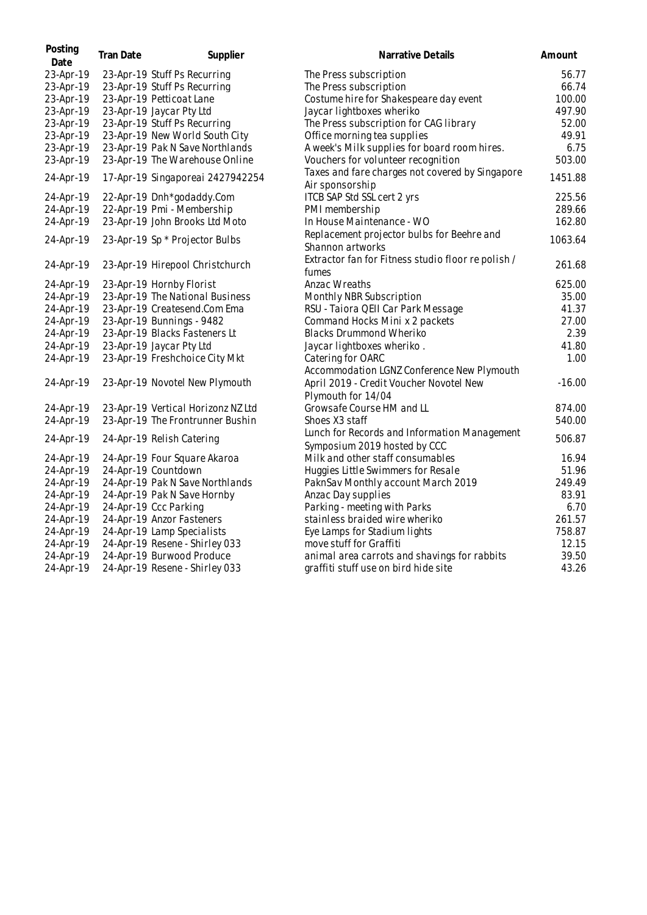| Posting Date | Tran Date | Supplier | Narrative Details | Amount |
|---|---|---|---|---|
| 23-Apr-19 | 23-Apr-19 | Stuff Ps Recurring | The Press subscription | 56.77 |
| 23-Apr-19 | 23-Apr-19 | Stuff Ps Recurring | The Press subscription | 66.74 |
| 23-Apr-19 | 23-Apr-19 | Petticoat Lane | Costume hire for Shakespeare day event | 100.00 |
| 23-Apr-19 | 23-Apr-19 | Jaycar Pty Ltd | Jaycar lightboxes wheriko | 497.90 |
| 23-Apr-19 | 23-Apr-19 | Stuff Ps Recurring | The Press subscription for CAG library | 52.00 |
| 23-Apr-19 | 23-Apr-19 | New World South City | Office morning tea supplies | 49.91 |
| 23-Apr-19 | 23-Apr-19 | Pak N Save Northlands | A week's Milk supplies for board room hires. | 6.75 |
| 23-Apr-19 | 23-Apr-19 | The Warehouse Online | Vouchers for volunteer recognition | 503.00 |
| 24-Apr-19 | 17-Apr-19 | Singaporeai 2427942254 | Taxes and fare charges not covered by Singapore Air sponsorship | 1451.88 |
| 24-Apr-19 | 22-Apr-19 | Dnh*godaddy.Com | ITCB SAP Std SSL cert 2 yrs | 225.56 |
| 24-Apr-19 | 22-Apr-19 | Pmi - Membership | PMI membership | 289.66 |
| 24-Apr-19 | 23-Apr-19 | John Brooks Ltd Moto | In House Maintenance - WO | 162.80 |
| 24-Apr-19 | 23-Apr-19 | Sp * Projector Bulbs | Replacement projector bulbs for Beehre and Shannon artworks | 1063.64 |
| 24-Apr-19 | 23-Apr-19 | Hirepool Christchurch | Extractor fan for Fitness studio floor re polish / fumes | 261.68 |
| 24-Apr-19 | 23-Apr-19 | Hornby Florist | Anzac Wreaths | 625.00 |
| 24-Apr-19 | 23-Apr-19 | The National Business | Monthly NBR Subscription | 35.00 |
| 24-Apr-19 | 23-Apr-19 | Createsend.Com Ema | RSU - Taiora QEII Car Park Message | 41.37 |
| 24-Apr-19 | 23-Apr-19 | Bunnings - 9482 | Command Hocks Mini x 2 packets | 27.00 |
| 24-Apr-19 | 23-Apr-19 | Blacks Fasteners Lt | Blacks Drummond Wheriko | 2.39 |
| 24-Apr-19 | 23-Apr-19 | Jaycar Pty Ltd | Jaycar lightboxes wheriko . | 41.80 |
| 24-Apr-19 | 23-Apr-19 | Freshchoice City Mkt | Catering for OARC | 1.00 |
| 24-Apr-19 | 23-Apr-19 | Novotel New Plymouth | Accommodation LGNZ Conference New Plymouth April 2019 - Credit Voucher Novotel New Plymouth for 14/04 | -16.00 |
| 24-Apr-19 | 23-Apr-19 | Vertical Horizonz NZ Ltd | Growsafe Course HM and LL | 874.00 |
| 24-Apr-19 | 23-Apr-19 | The Frontrunner Bushin | Shoes X3 staff | 540.00 |
| 24-Apr-19 | 24-Apr-19 | Relish Catering | Lunch for Records and Information Management Symposium 2019 hosted by CCC | 506.87 |
| 24-Apr-19 | 24-Apr-19 | Four Square Akaroa | Milk and other staff consumables | 16.94 |
| 24-Apr-19 | 24-Apr-19 | Countdown | Huggies Little Swimmers for Resale | 51.96 |
| 24-Apr-19 | 24-Apr-19 | Pak N Save Northlands | PaknSav Monthly account March 2019 | 249.49 |
| 24-Apr-19 | 24-Apr-19 | Pak N Save Hornby | Anzac Day supplies | 83.91 |
| 24-Apr-19 | 24-Apr-19 | Ccc Parking | Parking - meeting with Parks | 6.70 |
| 24-Apr-19 | 24-Apr-19 | Anzor Fasteners | stainless braided wire wheriko | 261.57 |
| 24-Apr-19 | 24-Apr-19 | Lamp Specialists | Eye Lamps for Stadium lights | 758.87 |
| 24-Apr-19 | 24-Apr-19 | Resene - Shirley 033 | move stuff for Graffiti | 12.15 |
| 24-Apr-19 | 24-Apr-19 | Burwood Produce | animal area carrots and shavings for rabbits | 39.50 |
| 24-Apr-19 | 24-Apr-19 | Resene - Shirley 033 | graffiti stuff use on bird hide site | 43.26 |